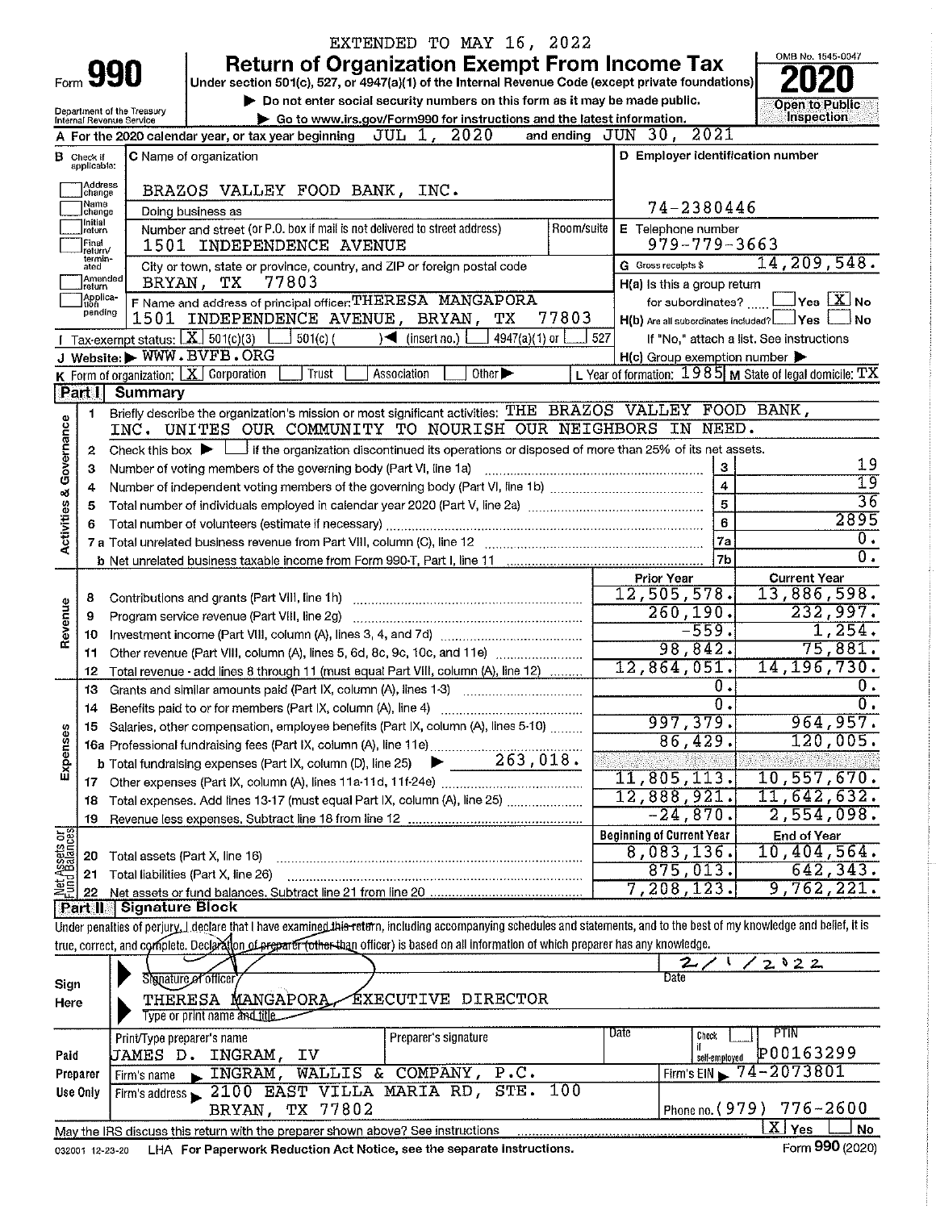EXTENDED TO MAY 16, 2022

# Form 990 — Return of Organization Exempt From Income Tax

Under section 501(c), 527, or 4947(a)(1) of the Internal Revenue Code (except private foundations)

▶ Do not enter social security numbers on this form as it may be made public.

▶ Go to www.irs.gov/Form990 for instructions and the latest information.

OMB No. 1545-0047

**2020**

Open to Public Inspection

Department of the Treasury
Internal Revenue Service

**A** For the 2020 calendar year, or tax year beginning JUL 1, 2020 and ending JUN 30, 2021

**B** Check if applicable: Address change, Name change, Initial return, Final return/terminated, Amended return, Application pending

**C** Name of organization: BRAZOS VALLEY FOOD BANK, INC.

Doing business as

Number and street (or P.O. box if mail is not delivered to street address): 1501 INDEPENDENCE AVENUE | Room/suite

City or town, state or province, country, and ZIP or foreign postal code: BRYAN, TX 77803

**D** Employer identification number: 74-2380446

**E** Telephone number: 979-779-3663

**G** Gross receipts $ 14,209,548.

**F** Name and address of principal officer: THERESA MANGAPORA
1501 INDEPENDENCE AVENUE, BRYAN, TX 77803

**H(a)** Is this a group return for subordinates? ☐ Yes ☒ No

**H(b)** Are all subordinates included? ☐ Yes ☐ No
If "No," attach a list. See instructions

**H(c)** Group exemption number ▶

**I** Tax-exempt status: ☒ 501(c)(3) ☐ 501(c) ( ) ◀ (insert no.) ☐ 4947(a)(1) or ☐ 527

**J** Website: ▶ WWW.BVFB.ORG

**K** Form of organization: ☒ Corporation ☐ Trust ☐ Association ☐ Other ▶

**L** Year of formation: 1985 **M** State of legal domicile: TX

## Part I Summary

**Activities & Governance**

1. Briefly describe the organization's mission or most significant activities: THE BRAZOS VALLEY FOOD BANK, INC. UNITES OUR COMMUNITY TO NOURISH OUR NEIGHBORS IN NEED.
2. Check this box ▶ ☐ if the organization discontinued its operations or disposed of more than 25% of its net assets.

| | | Line | |
|---|---|---|---|
| 3 | Number of voting members of the governing body (Part VI, line 1a) | 3 | 19 |
| 4 | Number of independent voting members of the governing body (Part VI, line 1b) | 4 | 19 |
| 5 | Total number of individuals employed in calendar year 2020 (Part V, line 2a) | 5 | 36 |
| 6 | Total number of volunteers (estimate if necessary) | 6 | 2895 |
| 7a | Total unrelated business revenue from Part VIII, column (C), line 12 | 7a | 0. |
| 7b | Net unrelated business taxable income from Form 990-T, Part I, line 11 | 7b | 0. |

| | | Prior Year | Current Year |
|---|---|---|---|
| **Revenue** | | | |
| 8 | Contributions and grants (Part VIII, line 1h) | 12,505,578. | 13,886,598. |
| 9 | Program service revenue (Part VIII, line 2g) | 260,190. | 232,997. |
| 10 | Investment income (Part VIII, column (A), lines 3, 4, and 7d) | -559. | 1,254. |
| 11 | Other revenue (Part VIII, column (A), lines 5, 6d, 8c, 9c, 10c, and 11e) | 98,842. | 75,881. |
| 12 | Total revenue - add lines 8 through 11 (must equal Part VIII, column (A), line 12) | 12,864,051. | 14,196,730. |
| **Expenses** | | | |
| 13 | Grants and similar amounts paid (Part IX, column (A), lines 1-3) | 0. | 0. |
| 14 | Benefits paid to or for members (Part IX, column (A), line 4) | 0. | 0. |
| 15 | Salaries, other compensation, employee benefits (Part IX, column (A), lines 5-10) | 997,379. | 964,957. |
| 16a | Professional fundraising fees (Part IX, column (A), line 11e) | 86,429. | 120,005. |
| b | Total fundraising expenses (Part IX, column (D), line 25) ▶ 263,018. | | |
| 17 | Other expenses (Part IX, column (A), lines 11a-11d, 11f-24e) | 11,805,113. | 10,557,670. |
| 18 | Total expenses. Add lines 13-17 (must equal Part IX, column (A), line 25) | 12,888,921. | 11,642,632. |
| 19 | Revenue less expenses. Subtract line 18 from line 12 | -24,870. | 2,554,098. |

| **Net Assets or Fund Balances** | | Beginning of Current Year | End of Year |
|---|---|---|---|
| 20 | Total assets (Part X, line 16) | 8,083,136. | 10,404,564. |
| 21 | Total liabilities (Part X, line 26) | 875,013. | 642,343. |
| 22 | Net assets or fund balances. Subtract line 21 from line 20 | 7,208,123. | 9,762,221. |

## Part II Signature Block

Under penalties of perjury, I declare that I have examined this return, including accompanying schedules and statements, and to the best of my knowledge and belief, it is true, correct, and complete. Declaration of preparer (other than officer) is based on all information of which preparer has any knowledge.

**Sign Here**

Signature of officer — Date: 2/1/2022

THERESA MANGAPORA, EXECUTIVE DIRECTOR
Type or print name and title

**Paid Preparer Use Only**

| Print/Type preparer's name | Preparer's signature | Date | Check ☐ if self-employed | PTIN |
|---|---|---|---|---|
| JAMES D. INGRAM, IV | | | | P00163299 |

Firm's name ▶ INGRAM, WALLIS & COMPANY, P.C. — Firm's EIN ▶ 74-2073801

Firm's address ▶ 2100 EAST VILLA MARIA RD, STE. 100, BRYAN, TX 77802 — Phone no. (979) 776-2600

May the IRS discuss this return with the preparer shown above? See instructions ☒ Yes ☐ No

032001 12-23-20 LHA For Paperwork Reduction Act Notice, see the separate instructions. Form 990 (2020)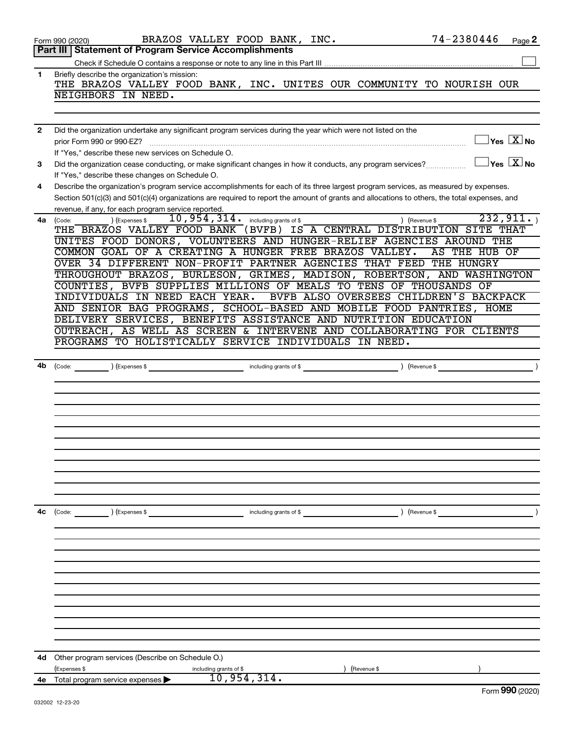Form 990 (2020) BRAZOS VALLEY FOOD BANK, INC. 74-2380446 Page **2**

## Part III Statement of Program Service Accomplishments

Check if Schedule O contains a response or note to any line in this Part III ☐

**1** Briefly describe the organization's mission:

THE BRAZOS VALLEY FOOD BANK, INC. UNITES OUR COMMUNITY TO NOURISH OUR NEIGHBORS IN NEED.

**2** Did the organization undertake any significant program services during the year which were not listed on the prior Form 990 or 990-EZ? ☐ Yes ☒ No

If "Yes," describe these new services on Schedule O.

**3** Did the organization cease conducting, or make significant changes in how it conducts, any program services? ☐ Yes ☒ No

If "Yes," describe these changes on Schedule O.

**4** Describe the organization's program service accomplishments for each of its three largest program services, as measured by expenses. Section 501(c)(3) and 501(c)(4) organizations are required to report the amount of grants and allocations to others, the total expenses, and revenue, if any, for each program service reported.

**4a** (Code: ) (Expenses $ 10,954,314. including grants of $ ) (Revenue $ 232,911. )

THE BRAZOS VALLEY FOOD BANK (BVFB) IS A CENTRAL DISTRIBUTION SITE THAT UNITES FOOD DONORS, VOLUNTEERS AND HUNGER-RELIEF AGENCIES AROUND THE COMMON GOAL OF A CREATING A HUNGER FREE BRAZOS VALLEY. AS THE HUB OF OVER 34 DIFFERENT NON-PROFIT PARTNER AGENCIES THAT FEED THE HUNGRY THROUGHOUT BRAZOS, BURLESON, GRIMES, MADISON, ROBERTSON, AND WASHINGTON COUNTIES, BVFB SUPPLIES MILLIONS OF MEALS TO TENS OF THOUSANDS OF INDIVIDUALS IN NEED EACH YEAR. BVFB ALSO OVERSEES CHILDREN'S BACKPACK AND SENIOR BAG PROGRAMS, SCHOOL-BASED AND MOBILE FOOD PANTRIES, HOME DELIVERY SERVICES, BENEFITS ASSISTANCE AND NUTRITION EDUCATION OUTREACH, AS WELL AS SCREEN & INTERVENE AND COLLABORATING FOR CLIENTS PROGRAMS TO HOLISTICALLY SERVICE INDIVIDUALS IN NEED.

**4b** (Code: ) (Expenses $ including grants of $ ) (Revenue $ )

**4c** (Code: ) (Expenses $ including grants of $ ) (Revenue $ )

**4d** Other program services (Describe on Schedule O.)

(Expenses $ including grants of $ ) (Revenue $ )

**4e** Total program service expenses ▶ 10,954,314.

Form **990** (2020)

032002 12-23-20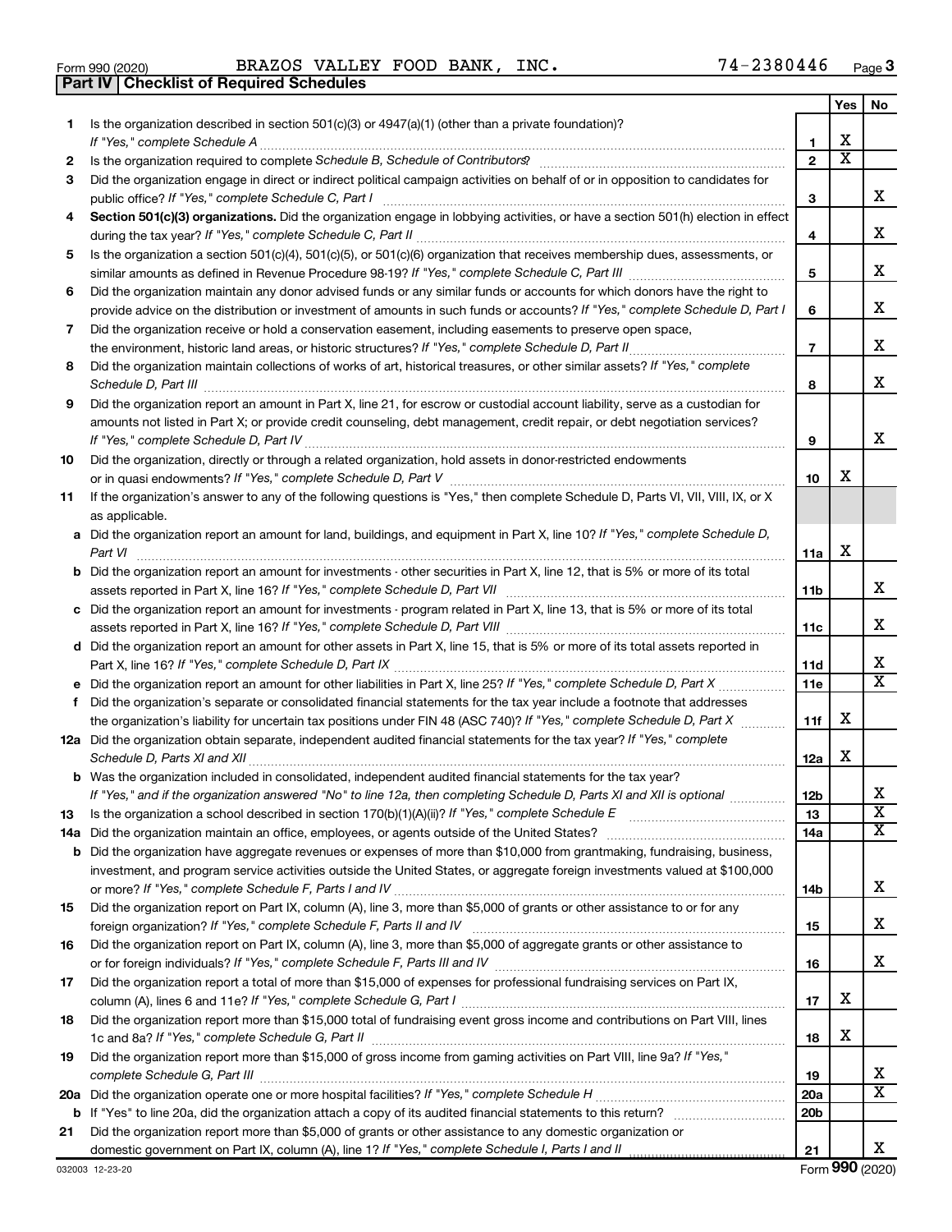Form 990 (2020) BRAZOS VALLEY FOOD BANK, INC. 74-2380446

## Part IV | Checklist of Required Schedules

| | | | Yes | No |
|---|---|---|---|---|
| **1** | Is the organization described in section 501(c)(3) or 4947(a)(1) (other than a private foundation)? *If "Yes," complete Schedule A* | 1 | X | |
| **2** | Is the organization required to complete *Schedule B, Schedule of Contributors*? | 2 | X | |
| **3** | Did the organization engage in direct or indirect political campaign activities on behalf of or in opposition to candidates for public office? *If "Yes," complete Schedule C, Part I* | 3 | | X |
| **4** | **Section 501(c)(3) organizations.** Did the organization engage in lobbying activities, or have a section 501(h) election in effect during the tax year? *If "Yes," complete Schedule C, Part II* | 4 | | X |
| **5** | Is the organization a section 501(c)(4), 501(c)(5), or 501(c)(6) organization that receives membership dues, assessments, or similar amounts as defined in Revenue Procedure 98-19? *If "Yes," complete Schedule C, Part III* | 5 | | X |
| **6** | Did the organization maintain any donor advised funds or any similar funds or accounts for which donors have the right to provide advice on the distribution or investment of amounts in such funds or accounts? *If "Yes," complete Schedule D, Part I* | 6 | | X |
| **7** | Did the organization receive or hold a conservation easement, including easements to preserve open space, the environment, historic land areas, or historic structures? *If "Yes," complete Schedule D, Part II* | 7 | | X |
| **8** | Did the organization maintain collections of works of art, historical treasures, or other similar assets? *If "Yes," complete Schedule D, Part III* | 8 | | X |
| **9** | Did the organization report an amount in Part X, line 21, for escrow or custodial account liability, serve as a custodian for amounts not listed in Part X; or provide credit counseling, debt management, credit repair, or debt negotiation services? *If "Yes," complete Schedule D, Part IV* | 9 | | X |
| **10** | Did the organization, directly or through a related organization, hold assets in donor-restricted endowments or in quasi endowments? *If "Yes," complete Schedule D, Part V* | 10 | X | |
| **11** | If the organization's answer to any of the following questions is "Yes," then complete Schedule D, Parts VI, VII, VIII, IX, or X as applicable. | | | |
| **a** | Did the organization report an amount for land, buildings, and equipment in Part X, line 10? *If "Yes," complete Schedule D, Part VI* | 11a | X | |
| **b** | Did the organization report an amount for investments - other securities in Part X, line 12, that is 5% or more of its total assets reported in Part X, line 16? *If "Yes," complete Schedule D, Part VII* | 11b | | X |
| **c** | Did the organization report an amount for investments - program related in Part X, line 13, that is 5% or more of its total assets reported in Part X, line 16? *If "Yes," complete Schedule D, Part VIII* | 11c | | X |
| **d** | Did the organization report an amount for other assets in Part X, line 15, that is 5% or more of its total assets reported in Part X, line 16? *If "Yes," complete Schedule D, Part IX* | 11d | | X |
| **e** | Did the organization report an amount for other liabilities in Part X, line 25? *If "Yes," complete Schedule D, Part X* | 11e | | X |
| **f** | Did the organization's separate or consolidated financial statements for the tax year include a footnote that addresses the organization's liability for uncertain tax positions under FIN 48 (ASC 740)? *If "Yes," complete Schedule D, Part X* | 11f | X | |
| **12a** | Did the organization obtain separate, independent audited financial statements for the tax year? *If "Yes," complete Schedule D, Parts XI and XII* | 12a | X | |
| **b** | Was the organization included in consolidated, independent audited financial statements for the tax year? *If "Yes," and if the organization answered "No" to line 12a, then completing Schedule D, Parts XI and XII is optional* | 12b | | X |
| **13** | Is the organization a school described in section 170(b)(1)(A)(ii)? *If "Yes," complete Schedule E* | 13 | | X |
| **14a** | Did the organization maintain an office, employees, or agents outside of the United States? | 14a | | X |
| **b** | Did the organization have aggregate revenues or expenses of more than $10,000 from grantmaking, fundraising, business, investment, and program service activities outside the United States, or aggregate foreign investments valued at $100,000 or more? *If "Yes," complete Schedule F, Parts I and IV* | 14b | | X |
| **15** | Did the organization report on Part IX, column (A), line 3, more than $5,000 of grants or other assistance to or for any foreign organization? *If "Yes," complete Schedule F, Parts II and IV* | 15 | | X |
| **16** | Did the organization report on Part IX, column (A), line 3, more than $5,000 of aggregate grants or other assistance to or for foreign individuals? *If "Yes," complete Schedule F, Parts III and IV* | 16 | | X |
| **17** | Did the organization report a total of more than $15,000 of expenses for professional fundraising services on Part IX, column (A), lines 6 and 11e? *If "Yes," complete Schedule G, Part I* | 17 | X | |
| **18** | Did the organization report more than $15,000 total of fundraising event gross income and contributions on Part VIII, lines 1c and 8a? *If "Yes," complete Schedule G, Part II* | 18 | X | |
| **19** | Did the organization report more than $15,000 of gross income from gaming activities on Part VIII, line 9a? *If "Yes," complete Schedule G, Part III* | 19 | | X |
| **20a** | Did the organization operate one or more hospital facilities? *If "Yes," complete Schedule H* | 20a | | X |
| **b** | If "Yes" to line 20a, did the organization attach a copy of its audited financial statements to this return? | 20b | | |
| **21** | Did the organization report more than $5,000 of grants or other assistance to any domestic organization or domestic government on Part IX, column (A), line 1? *If "Yes," complete Schedule I, Parts I and II* | 21 | | X |

032003 12-23-20 Form **990** (2020)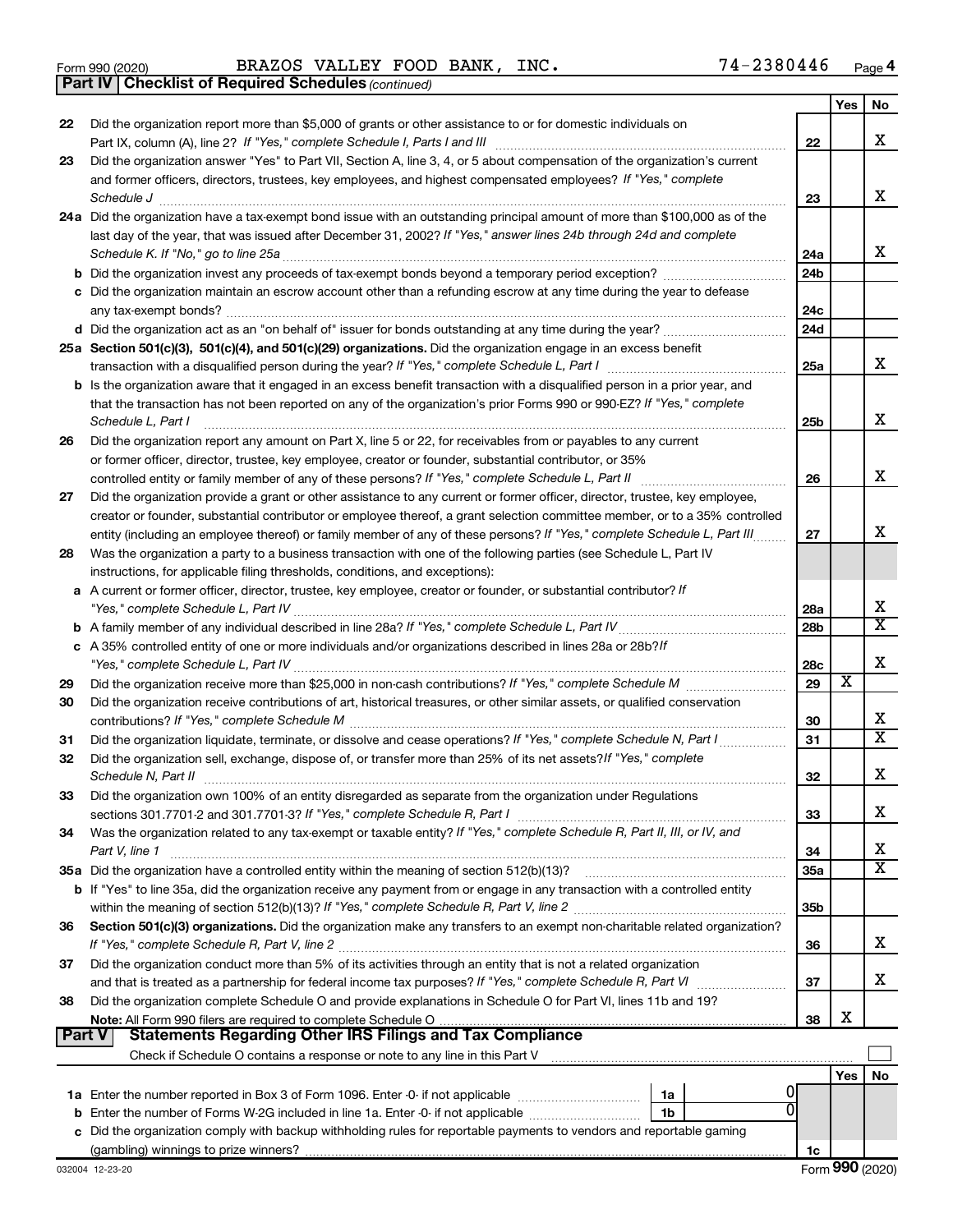Form 990 (2020) BRAZOS VALLEY FOOD BANK, INC. 74-2380446 Page 4

**Part IV | Checklist of Required Schedules** *(continued)*

| | | | Yes | No |
|---|---|---|---|---|
| 22 | Did the organization report more than $5,000 of grants or other assistance to or for domestic individuals on Part IX, column (A), line 2? *If "Yes," complete Schedule I, Parts I and III* | 22 | | X |
| 23 | Did the organization answer "Yes" to Part VII, Section A, line 3, 4, or 5 about compensation of the organization's current and former officers, directors, trustees, key employees, and highest compensated employees? *If "Yes," complete Schedule J* | 23 | | X |
| 24a | Did the organization have a tax-exempt bond issue with an outstanding principal amount of more than $100,000 as of the last day of the year, that was issued after December 31, 2002? *If "Yes," answer lines 24b through 24d and complete Schedule K. If "No," go to line 25a* | 24a | | X |
| b | Did the organization invest any proceeds of tax-exempt bonds beyond a temporary period exception? | 24b | | |
| c | Did the organization maintain an escrow account other than a refunding escrow at any time during the year to defease any tax-exempt bonds? | 24c | | |
| d | Did the organization act as an "on behalf of" issuer for bonds outstanding at any time during the year? | 24d | | |
| 25a | **Section 501(c)(3), 501(c)(4), and 501(c)(29) organizations.** Did the organization engage in an excess benefit transaction with a disqualified person during the year? *If "Yes," complete Schedule L, Part I* | 25a | | X |
| b | Is the organization aware that it engaged in an excess benefit transaction with a disqualified person in a prior year, and that the transaction has not been reported on any of the organization's prior Forms 990 or 990-EZ? *If "Yes," complete Schedule L, Part I* | 25b | | X |
| 26 | Did the organization report any amount on Part X, line 5 or 22, for receivables from or payables to any current or former officer, director, trustee, key employee, creator or founder, substantial contributor, or 35% controlled entity or family member of any of these persons? *If "Yes," complete Schedule L, Part II* | 26 | | X |
| 27 | Did the organization provide a grant or other assistance to any current or former officer, director, trustee, key employee, creator or founder, substantial contributor or employee thereof, a grant selection committee member, or to a 35% controlled entity (including an employee thereof) or family member of any of these persons? *If "Yes," complete Schedule L, Part III* | 27 | | X |
| 28 | Was the organization a party to a business transaction with one of the following parties (see Schedule L, Part IV instructions, for applicable filing thresholds, conditions, and exceptions): | | | |
| a | A current or former officer, director, trustee, key employee, creator or founder, or substantial contributor? *If "Yes," complete Schedule L, Part IV* | 28a | | X |
| b | A family member of any individual described in line 28a? *If "Yes," complete Schedule L, Part IV* | 28b | | X |
| c | A 35% controlled entity of one or more individuals and/or organizations described in lines 28a or 28b? *If "Yes," complete Schedule L, Part IV* | 28c | | X |
| 29 | Did the organization receive more than $25,000 in non-cash contributions? *If "Yes," complete Schedule M* | 29 | X | |
| 30 | Did the organization receive contributions of art, historical treasures, or other similar assets, or qualified conservation contributions? *If "Yes," complete Schedule M* | 30 | | X |
| 31 | Did the organization liquidate, terminate, or dissolve and cease operations? *If "Yes," complete Schedule N, Part I* | 31 | | X |
| 32 | Did the organization sell, exchange, dispose of, or transfer more than 25% of its net assets? *If "Yes," complete Schedule N, Part II* | 32 | | X |
| 33 | Did the organization own 100% of an entity disregarded as separate from the organization under Regulations sections 301.7701-2 and 301.7701-3? *If "Yes," complete Schedule R, Part I* | 33 | | X |
| 34 | Was the organization related to any tax-exempt or taxable entity? *If "Yes," complete Schedule R, Part II, III, or IV, and Part V, line 1* | 34 | | X |
| 35a | Did the organization have a controlled entity within the meaning of section 512(b)(13)? | 35a | | X |
| b | If "Yes" to line 35a, did the organization receive any payment from or engage in any transaction with a controlled entity within the meaning of section 512(b)(13)? *If "Yes," complete Schedule R, Part V, line 2* | 35b | | |
| 36 | **Section 501(c)(3) organizations.** Did the organization make any transfers to an exempt non-charitable related organization? *If "Yes," complete Schedule R, Part V, line 2* | 36 | | X |
| 37 | Did the organization conduct more than 5% of its activities through an entity that is not a related organization and that is treated as a partnership for federal income tax purposes? *If "Yes," complete Schedule R, Part VI* | 37 | | X |
| 38 | Did the organization complete Schedule O and provide explanations in Schedule O for Part VI, lines 11b and 19? **Note:** All Form 990 filers are required to complete Schedule O | 38 | X | |

**Part V | Statements Regarding Other IRS Filings and Tax Compliance**

Check if Schedule O contains a response or note to any line in this Part V ☐

| | | | | Yes | No |
|---|---|---|---|---|---|
| 1a | Enter the number reported in Box 3 of Form 1096. Enter -0- if not applicable | 1a | 0 | | |
| b | Enter the number of Forms W-2G included in line 1a. Enter -0- if not applicable | 1b | 0 | | |
| c | Did the organization comply with backup withholding rules for reportable payments to vendors and reportable gaming (gambling) winnings to prize winners? | 1c | | | |

032004 12-23-20 Form **990** (2020)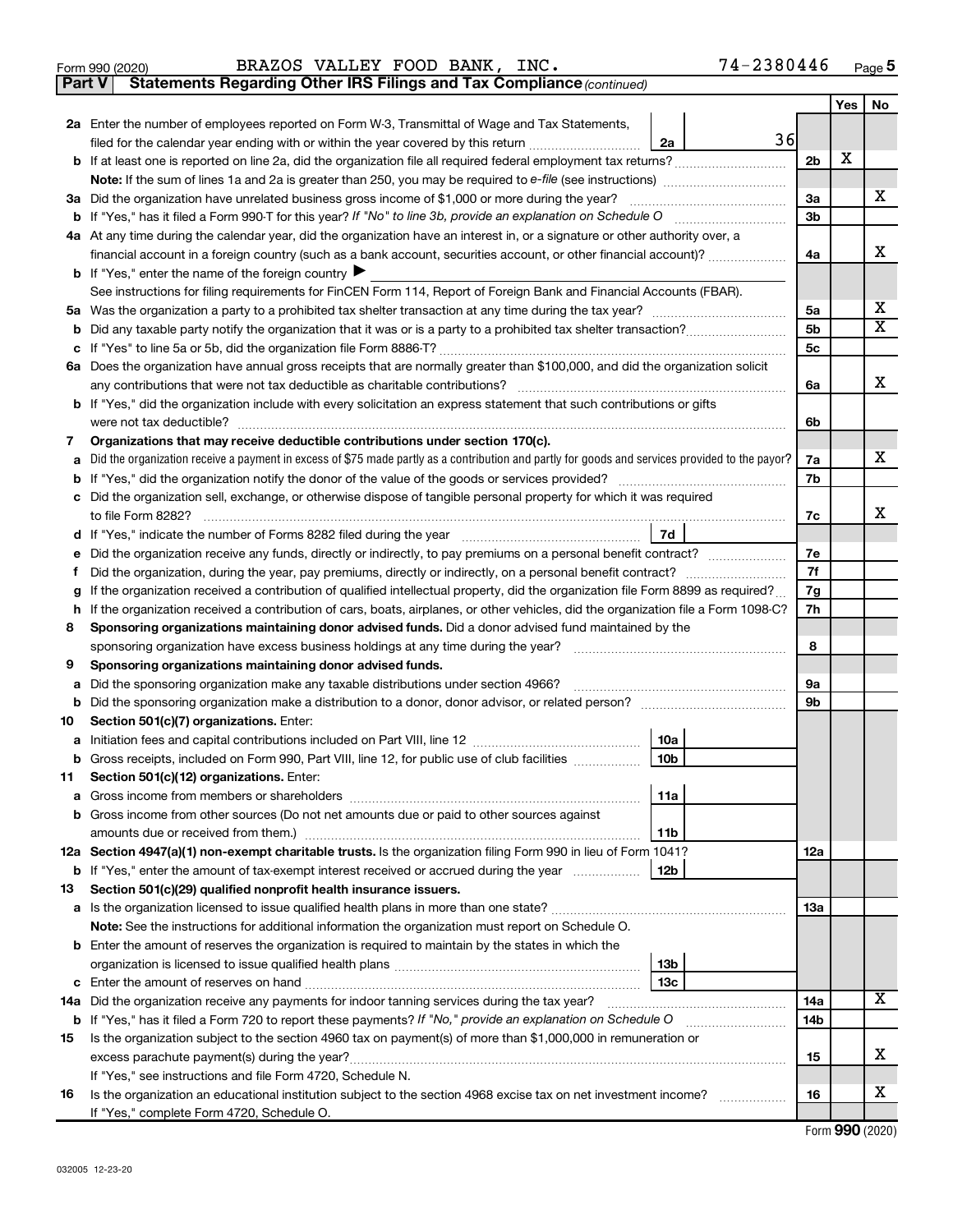Form 990 (2020) BRAZOS VALLEY FOOD BANK, INC. 74-2380446 Page **5**

**Part V Statements Regarding Other IRS Filings and Tax Compliance** *(continued)*

| | | | | Yes | No |
|---|---|---|---|---|---|
| **2a** | Enter the number of employees reported on Form W-3, Transmittal of Wage and Tax Statements, filed for the calendar year ending with or within the year covered by this return | 2a | 36 | | |
| **b** | If at least one is reported on line 2a, did the organization file all required federal employment tax returns? | | 2b | X | |
| | **Note:** If the sum of lines 1a and 2a is greater than 250, you may be required to *e-file* (see instructions) | | | | |
| **3a** | Did the organization have unrelated business gross income of $1,000 or more during the year? | | 3a | | X |
| **b** | If "Yes," has it filed a Form 990-T for this year? *If "No" to line 3b, provide an explanation on Schedule O* | | 3b | | |
| **4a** | At any time during the calendar year, did the organization have an interest in, or a signature or other authority over, a financial account in a foreign country (such as a bank account, securities account, or other financial account)? | | 4a | | X |
| **b** | If "Yes," enter the name of the foreign country ▶ | | | | |
| | See instructions for filing requirements for FinCEN Form 114, Report of Foreign Bank and Financial Accounts (FBAR). | | | | |
| **5a** | Was the organization a party to a prohibited tax shelter transaction at any time during the tax year? | | 5a | | X |
| **b** | Did any taxable party notify the organization that it was or is a party to a prohibited tax shelter transaction? | | 5b | | X |
| **c** | If "Yes" to line 5a or 5b, did the organization file Form 8886-T? | | 5c | | |
| **6a** | Does the organization have annual gross receipts that are normally greater than $100,000, and did the organization solicit any contributions that were not tax deductible as charitable contributions? | | 6a | | X |
| **b** | If "Yes," did the organization include with every solicitation an express statement that such contributions or gifts were not tax deductible? | | 6b | | |
| **7** | **Organizations that may receive deductible contributions under section 170(c).** | | | | |
| **a** | Did the organization receive a payment in excess of $75 made partly as a contribution and partly for goods and services provided to the payor? | | 7a | | X |
| **b** | If "Yes," did the organization notify the donor of the value of the goods or services provided? | | 7b | | |
| **c** | Did the organization sell, exchange, or otherwise dispose of tangible personal property for which it was required to file Form 8282? | | 7c | | X |
| **d** | If "Yes," indicate the number of Forms 8282 filed during the year | 7d | | | |
| **e** | Did the organization receive any funds, directly or indirectly, to pay premiums on a personal benefit contract? | | 7e | | |
| **f** | Did the organization, during the year, pay premiums, directly or indirectly, on a personal benefit contract? | | 7f | | |
| **g** | If the organization received a contribution of qualified intellectual property, did the organization file Form 8899 as required? | | 7g | | |
| **h** | If the organization received a contribution of cars, boats, airplanes, or other vehicles, did the organization file a Form 1098-C? | | 7h | | |
| **8** | **Sponsoring organizations maintaining donor advised funds.** Did a donor advised fund maintained by the sponsoring organization have excess business holdings at any time during the year? | | 8 | | |
| **9** | **Sponsoring organizations maintaining donor advised funds.** | | | | |
| **a** | Did the sponsoring organization make any taxable distributions under section 4966? | | 9a | | |
| **b** | Did the sponsoring organization make a distribution to a donor, donor advisor, or related person? | | 9b | | |
| **10** | **Section 501(c)(7) organizations.** Enter: | | | | |
| **a** | Initiation fees and capital contributions included on Part VIII, line 12 | 10a | | | |
| **b** | Gross receipts, included on Form 990, Part VIII, line 12, for public use of club facilities | 10b | | | |
| **11** | **Section 501(c)(12) organizations.** Enter: | | | | |
| **a** | Gross income from members or shareholders | 11a | | | |
| **b** | Gross income from other sources (Do not net amounts due or paid to other sources against amounts due or received from them.) | 11b | | | |
| **12a** | **Section 4947(a)(1) non-exempt charitable trusts.** Is the organization filing Form 990 in lieu of Form 1041? | | 12a | | |
| **b** | If "Yes," enter the amount of tax-exempt interest received or accrued during the year | 12b | | | |
| **13** | **Section 501(c)(29) qualified nonprofit health insurance issuers.** | | | | |
| **a** | Is the organization licensed to issue qualified health plans in more than one state? | | 13a | | |
| | **Note:** See the instructions for additional information the organization must report on Schedule O. | | | | |
| **b** | Enter the amount of reserves the organization is required to maintain by the states in which the organization is licensed to issue qualified health plans | 13b | | | |
| **c** | Enter the amount of reserves on hand | 13c | | | |
| **14a** | Did the organization receive any payments for indoor tanning services during the tax year? | | 14a | | X |
| **b** | If "Yes," has it filed a Form 720 to report these payments? *If "No," provide an explanation on Schedule O* | | 14b | | |
| **15** | Is the organization subject to the section 4960 tax on payment(s) of more than $1,000,000 in remuneration or excess parachute payment(s) during the year? | | 15 | | X |
| | If "Yes," see instructions and file Form 4720, Schedule N. | | | | |
| **16** | Is the organization an educational institution subject to the section 4968 excise tax on net investment income? | | 16 | | X |
| | If "Yes," complete Form 4720, Schedule O. | | | | |

Form **990** (2020)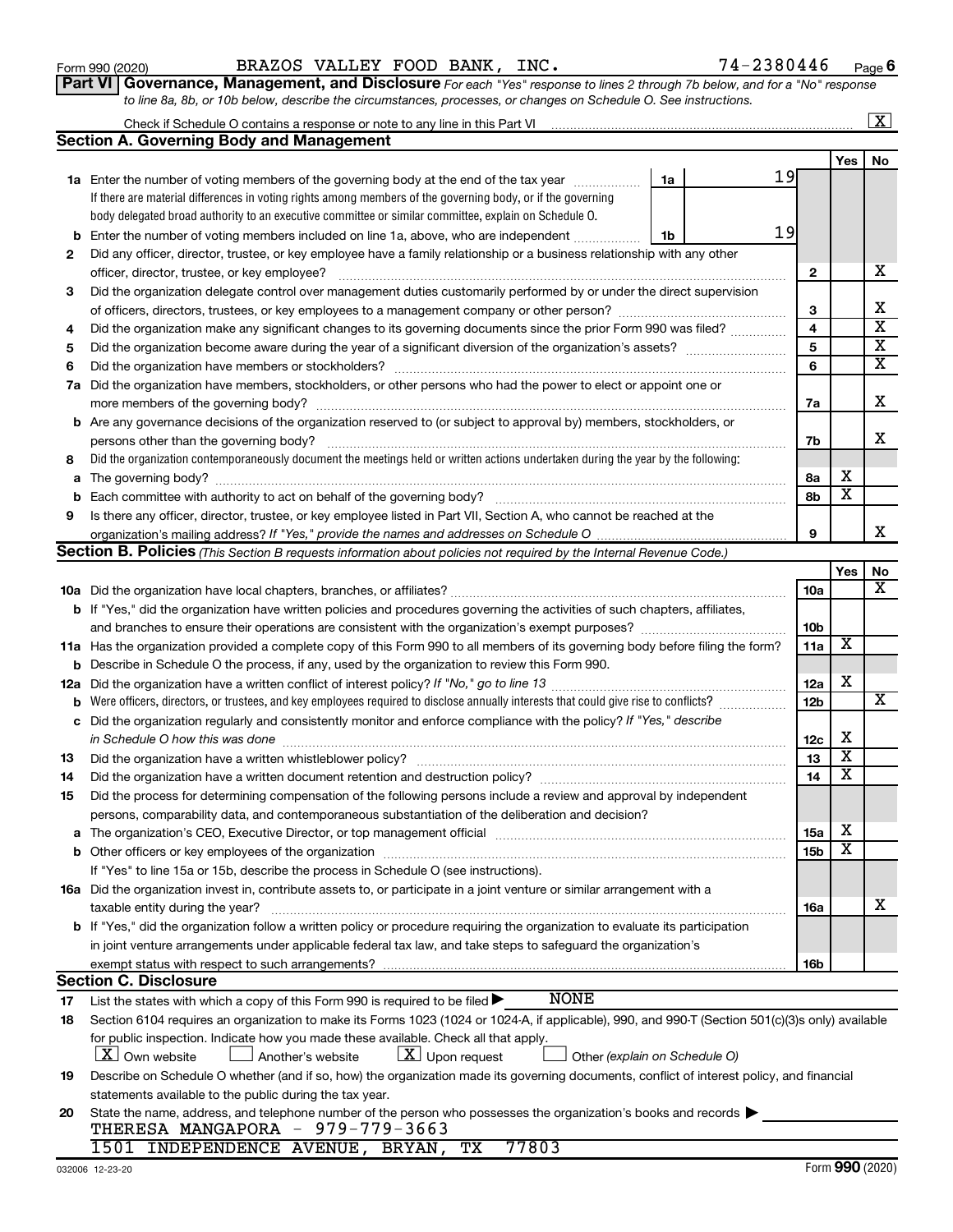Form 990 (2020) BRAZOS VALLEY FOOD BANK, INC. 74-2380446 Page 6

**Part VI Governance, Management, and Disclosure** *For each "Yes" response to lines 2 through 7b below, and for a "No" response to line 8a, 8b, or 10b below, describe the circumstances, processes, or changes on Schedule O. See instructions.*

Check if Schedule O contains a response or note to any line in this Part VI .......... [X]

## Section A. Governing Body and Management

| | | | | Yes | No |
|---|---|---|---|---|---|
| **1a** | Enter the number of voting members of the governing body at the end of the tax year ... **1a** 19 | | | | |
| | If there are material differences in voting rights among members of the governing body, or if the governing body delegated broad authority to an executive committee or similar committee, explain on Schedule O. | | | | |
| **b** | Enter the number of voting members included on line 1a, above, who are independent ... **1b** 19 | | | | |
| **2** | Did any officer, director, trustee, or key employee have a family relationship or a business relationship with any other officer, director, trustee, or key employee? | **2** | | | X |
| **3** | Did the organization delegate control over management duties customarily performed by or under the direct supervision of officers, directors, trustees, or key employees to a management company or other person? | **3** | | | X |
| **4** | Did the organization make any significant changes to its governing documents since the prior Form 990 was filed? | **4** | | | X |
| **5** | Did the organization become aware during the year of a significant diversion of the organization's assets? | **5** | | | X |
| **6** | Did the organization have members or stockholders? | **6** | | | X |
| **7a** | Did the organization have members, stockholders, or other persons who had the power to elect or appoint one or more members of the governing body? | **7a** | | | X |
| **b** | Are any governance decisions of the organization reserved to (or subject to approval by) members, stockholders, or persons other than the governing body? | **7b** | | | X |
| **8** | Did the organization contemporaneously document the meetings held or written actions undertaken during the year by the following: | | | | |
| **a** | The governing body? | **8a** | | X | |
| **b** | Each committee with authority to act on behalf of the governing body? | **8b** | | X | |
| **9** | Is there any officer, director, trustee, or key employee listed in Part VII, Section A, who cannot be reached at the organization's mailing address? *If "Yes," provide the names and addresses on Schedule O* | **9** | | | X |

## Section B. Policies *(This Section B requests information about policies not required by the Internal Revenue Code.)*

| | | | Yes | No |
|---|---|---|---|---|
| **10a** | Did the organization have local chapters, branches, or affiliates? | **10a** | | X |
| **b** | If "Yes," did the organization have written policies and procedures governing the activities of such chapters, affiliates, and branches to ensure their operations are consistent with the organization's exempt purposes? | **10b** | | |
| **11a** | Has the organization provided a complete copy of this Form 990 to all members of its governing body before filing the form? | **11a** | X | |
| **b** | Describe in Schedule O the process, if any, used by the organization to review this Form 990. | | | |
| **12a** | Did the organization have a written conflict of interest policy? *If "No," go to line 13* | **12a** | X | |
| **b** | Were officers, directors, or trustees, and key employees required to disclose annually interests that could give rise to conflicts? | **12b** | | X |
| **c** | Did the organization regularly and consistently monitor and enforce compliance with the policy? *If "Yes," describe in Schedule O how this was done* | **12c** | X | |
| **13** | Did the organization have a written whistleblower policy? | **13** | X | |
| **14** | Did the organization have a written document retention and destruction policy? | **14** | X | |
| **15** | Did the process for determining compensation of the following persons include a review and approval by independent persons, comparability data, and contemporaneous substantiation of the deliberation and decision? | | | |
| **a** | The organization's CEO, Executive Director, or top management official | **15a** | X | |
| **b** | Other officers or key employees of the organization | **15b** | X | |
| | If "Yes" to line 15a or 15b, describe the process in Schedule O (see instructions). | | | |
| **16a** | Did the organization invest in, contribute assets to, or participate in a joint venture or similar arrangement with a taxable entity during the year? | **16a** | | X |
| **b** | If "Yes," did the organization follow a written policy or procedure requiring the organization to evaluate its participation in joint venture arrangements under applicable federal tax law, and take steps to safeguard the organization's exempt status with respect to such arrangements? | **16b** | | |

## Section C. Disclosure

**17** List the states with which a copy of this Form 990 is required to be filed ▶ NONE

**18** Section 6104 requires an organization to make its Forms 1023 (1024 or 1024-A, if applicable), 990, and 990-T (Section 501(c)(3)s only) available for public inspection. Indicate how you made these available. Check all that apply.

[X] Own website [ ] Another's website [X] Upon request [ ] Other *(explain on Schedule O)*

**19** Describe on Schedule O whether (and if so, how) the organization made its governing documents, conflict of interest policy, and financial statements available to the public during the tax year.

**20** State the name, address, and telephone number of the person who possesses the organization's books and records ▶

THERESA MANGAPORA - 979-779-3663
1501 INDEPENDENCE AVENUE, BRYAN, TX 77803

032006 12-23-20 Form **990** (2020)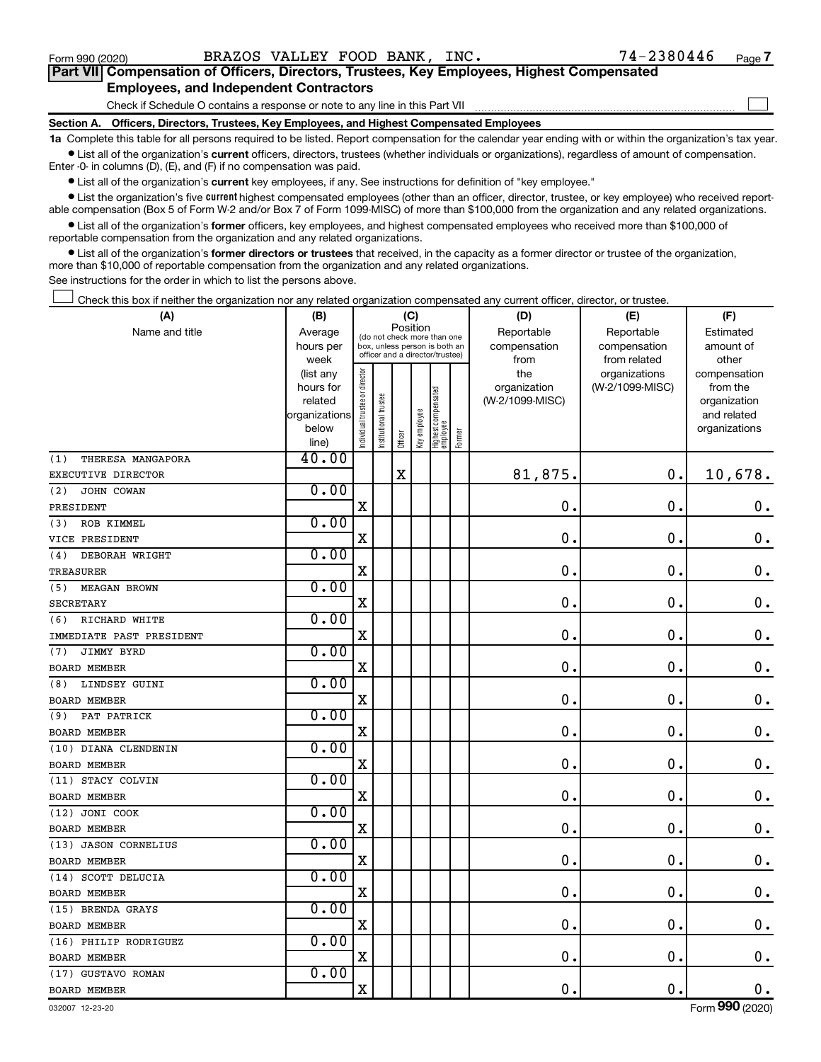Form 990 (2020) BRAZOS VALLEY FOOD BANK, INC. 74-2380446

## Part VII Compensation of Officers, Directors, Trustees, Key Employees, Highest Compensated Employees, and Independent Contractors

Check if Schedule O contains a response or note to any line in this Part VII ☐

### Section A. Officers, Directors, Trustees, Key Employees, and Highest Compensated Employees

**1a** Complete this table for all persons required to be listed. Report compensation for the calendar year ending with or within the organization's tax year.

- List all of the organization's **current** officers, directors, trustees (whether individuals or organizations), regardless of amount of compensation. Enter -0- in columns (D), (E), and (F) if no compensation was paid.
- List all of the organization's **current** key employees, if any. See instructions for definition of "key employee."
- List the organization's five **current** highest compensated employees (other than an officer, director, trustee, or key employee) who received reportable compensation (Box 5 of Form W-2 and/or Box 7 of Form 1099-MISC) of more than $100,000 from the organization and any related organizations.
- List all of the organization's **former** officers, key employees, and highest compensated employees who received more than $100,000 of reportable compensation from the organization and any related organizations.
- List all of the organization's **former directors or trustees** that received, in the capacity as a former director or trustee of the organization, more than $10,000 of reportable compensation from the organization and any related organizations.

See instructions for the order in which to list the persons above.

☐ Check this box if neither the organization nor any related organization compensated any current officer, director, or trustee.

| (A) Name and title | (B) Average hours per week (list any hours for related organizations below line) | (C) Position (do not check more than one box, unless person is both an officer and a director/trustee) | | | | | | (D) Reportable compensation from the organization (W-2/1099-MISC) | (E) Reportable compensation from related organizations (W-2/1099-MISC) | (F) Estimated amount of other compensation from the organization and related organizations |
|---|---|---|---|---|---|---|---|---|---|---|
| | | Individual trustee or director | Institutional trustee | Officer | Key employee | Highest compensated employee | Former | | | |
| (1) THERESA MANGAPORA<br>EXECUTIVE DIRECTOR | 40.00 | | | X | | | | 81,875. | 0. | 10,678. |
| (2) JOHN COWAN<br>PRESIDENT | 0.00 | X | | | | | | 0. | 0. | 0. |
| (3) ROB KIMMEL<br>VICE PRESIDENT | 0.00 | X | | | | | | 0. | 0. | 0. |
| (4) DEBORAH WRIGHT<br>TREASURER | 0.00 | X | | | | | | 0. | 0. | 0. |
| (5) MEAGAN BROWN<br>SECRETARY | 0.00 | X | | | | | | 0. | 0. | 0. |
| (6) RICHARD WHITE<br>IMMEDIATE PAST PRESIDENT | 0.00 | X | | | | | | 0. | 0. | 0. |
| (7) JIMMY BYRD<br>BOARD MEMBER | 0.00 | X | | | | | | 0. | 0. | 0. |
| (8) LINDSEY GUINI<br>BOARD MEMBER | 0.00 | X | | | | | | 0. | 0. | 0. |
| (9) PAT PATRICK<br>BOARD MEMBER | 0.00 | X | | | | | | 0. | 0. | 0. |
| (10) DIANA CLENDENIN<br>BOARD MEMBER | 0.00 | X | | | | | | 0. | 0. | 0. |
| (11) STACY COLVIN<br>BOARD MEMBER | 0.00 | X | | | | | | 0. | 0. | 0. |
| (12) JONI COOK<br>BOARD MEMBER | 0.00 | X | | | | | | 0. | 0. | 0. |
| (13) JASON CORNELIUS<br>BOARD MEMBER | 0.00 | X | | | | | | 0. | 0. | 0. |
| (14) SCOTT DELUCIA<br>BOARD MEMBER | 0.00 | X | | | | | | 0. | 0. | 0. |
| (15) BRENDA GRAYS<br>BOARD MEMBER | 0.00 | X | | | | | | 0. | 0. | 0. |
| (16) PHILIP RODRIGUEZ<br>BOARD MEMBER | 0.00 | X | | | | | | 0. | 0. | 0. |
| (17) GUSTAVO ROMAN<br>BOARD MEMBER | 0.00 | X | | | | | | 0. | 0. | 0. |

032007 12-23-20 Form 990 (2020)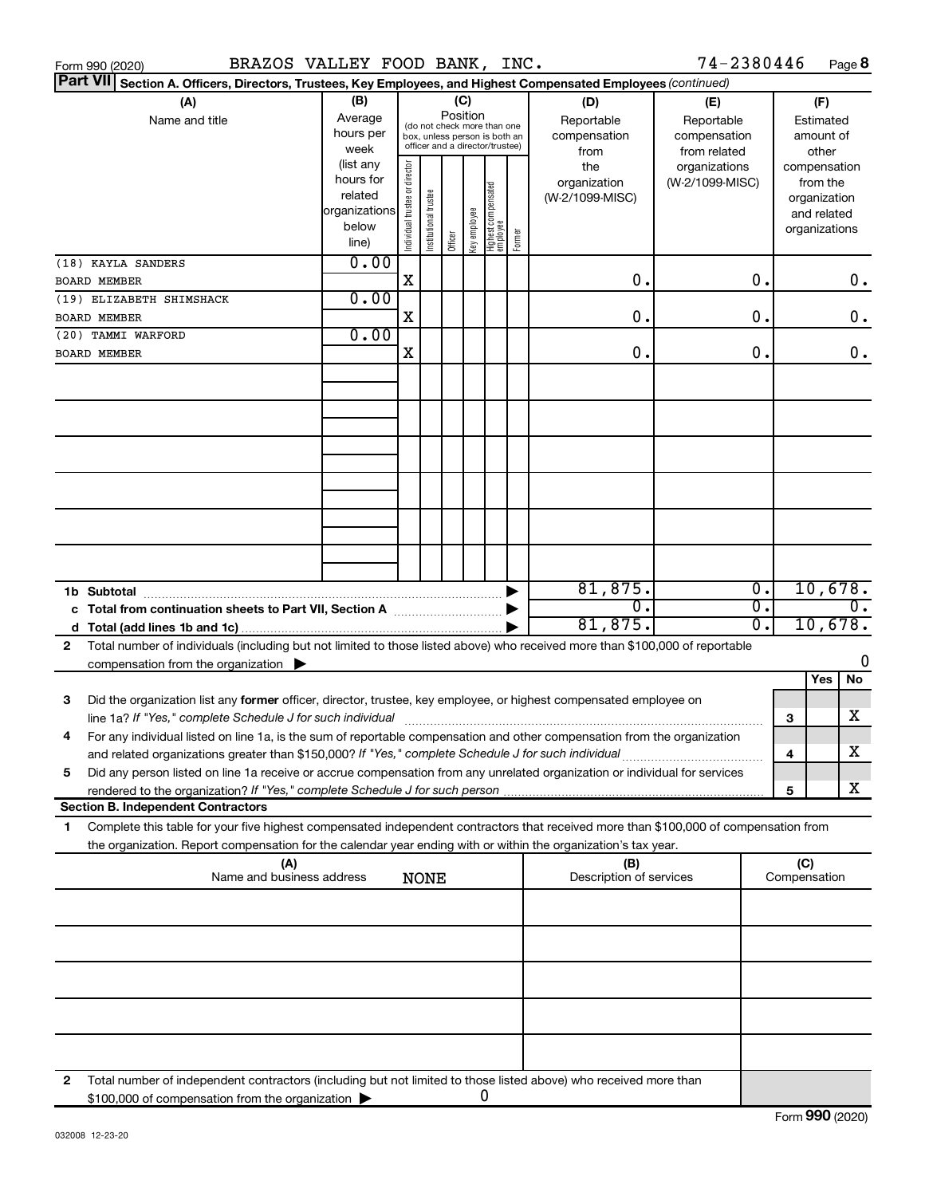Form 990 (2020) BRAZOS VALLEY FOOD BANK, INC. 74-2380446 Page **8**

**Part VII** **Section A. Officers, Directors, Trustees, Key Employees, and Highest Compensated Employees** *(continued)*

| (A) Name and title | (B) Average hours per week (list any hours for related organizations below line) | (C) Position: Individual trustee or director | Institutional trustee | Officer | Key employee | Highest compensated employee | Former | (D) Reportable compensation from the organization (W-2/1099-MISC) | (E) Reportable compensation from related organizations (W-2/1099-MISC) | (F) Estimated amount of other compensation from the organization and related organizations |
|---|---|---|---|---|---|---|---|---|---|---|
| (18) KAYLA SANDERS<br>BOARD MEMBER | 0.00 | X | | | | | | 0. | 0. | 0. |
| (19) ELIZABETH SHIMSHACK<br>BOARD MEMBER | 0.00 | X | | | | | | 0. | 0. | 0. |
| (20) TAMMI WARFORD<br>BOARD MEMBER | 0.00 | X | | | | | | 0. | 0. | 0. |
| 1b Subtotal | | | | | | | | 81,875. | 0. | 10,678. |
| c Total from continuation sheets to Part VII, Section A | | | | | | | | 0. | 0. | 0. |
| d Total (add lines 1b and 1c) | | | | | | | | 81,875. | 0. | 10,678. |

2 Total number of individuals (including but not limited to those listed above) who received more than $100,000 of reportable compensation from the organization ▶ 0

| | | Yes | No |
|---|---|---|---|
| 3 Did the organization list any **former** officer, director, trustee, key employee, or highest compensated employee on line 1a? *If "Yes," complete Schedule J for such individual* | 3 | | X |
| 4 For any individual listed on line 1a, is the sum of reportable compensation and other compensation from the organization and related organizations greater than $150,000? *If "Yes," complete Schedule J for such individual* | 4 | | X |
| 5 Did any person listed on line 1a receive or accrue compensation from any unrelated organization or individual for services rendered to the organization? *If "Yes," complete Schedule J for such person* | 5 | | X |

**Section B. Independent Contractors**

1 Complete this table for your five highest compensated independent contractors that received more than $100,000 of compensation from the organization. Report compensation for the calendar year ending with or within the organization's tax year.

| (A) Name and business address | (B) Description of services | (C) Compensation |
|---|---|---|
| NONE | | |

2 Total number of independent contractors (including but not limited to those listed above) who received more than $100,000 of compensation from the organization ▶ 0

032008 12-23-20 Form **990** (2020)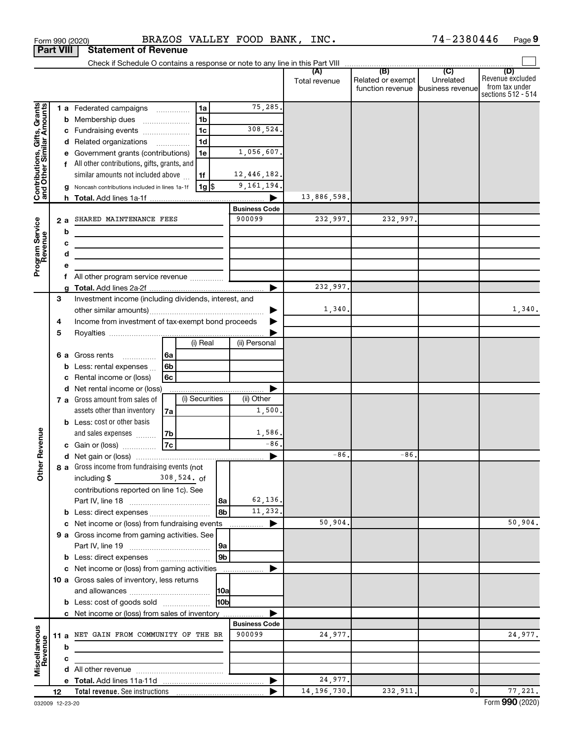Form 990 (2020) BRAZOS VALLEY FOOD BANK, INC. 74-2380446 Page 9

**Part VIII Statement of Revenue**

Check if Schedule O contains a response or note to any line in this Part VIII

| | | | (A) Total revenue | (B) Related or exempt function revenue | (C) Unrelated business revenue | (D) Revenue excluded from tax under sections 512 - 514 |
|---|---|---|---|---|---|---|
| **Contributions, Gifts, Grants and Other Similar Amounts** | 1 a Federated campaigns 1a | 75,285. | | | | |
| | b Membership dues 1b | | | | | |
| | c Fundraising events 1c | 308,524. | | | | |
| | d Related organizations 1d | | | | | |
| | e Government grants (contributions) 1e | 1,056,607. | | | | |
| | f All other contributions, gifts, grants, and similar amounts not included above 1f | 12,446,182. | | | | |
| | g Noncash contributions included in lines 1a-1f 1g $ | 9,161,194. | | | | |
| | h **Total.** Add lines 1a-1f | | 13,886,598. | | | |
| **Program Service Revenue** | | **Business Code** | | | | |
| | 2 a SHARED MAINTENANCE FEES | 900099 | 232,997. | 232,997. | | |
| | b | | | | | |
| | c | | | | | |
| | d | | | | | |
| | e | | | | | |
| | f All other program service revenue | | | | | |
| | g **Total.** Add lines 2a-2f | | 232,997. | | | |
| **Other Revenue** | 3 Investment income (including dividends, interest, and other similar amounts) | | 1,340. | | | 1,340. |
| | 4 Income from investment of tax-exempt bond proceeds | | | | | |
| | 5 Royalties | | | | | |
| | | (i) Real / (ii) Personal | | | | |
| | 6 a Gross rents 6a | | | | | |
| | b Less: rental expenses 6b | | | | | |
| | c Rental income or (loss) 6c | | | | | |
| | d Net rental income or (loss) | | | | | |
| | 7 a Gross amount from sales of assets other than inventory 7a | (i) Securities: / (ii) Other: 1,500. | | | | |
| | b Less: cost or other basis and sales expenses 7b | (ii) Other: 1,586. | | | | |
| | c Gain or (loss) 7c | (ii) Other: -86. | | | | |
| | d Net gain or (loss) | | -86. | -86. | | |
| | 8 a Gross income from fundraising events (not including $ 308,524. of contributions reported on line 1c). See Part IV, line 18 8a | 62,136. | | | | |
| | b Less: direct expenses 8b | 11,232. | | | | |
| | c Net income or (loss) from fundraising events | | 50,904. | | | 50,904. |
| | 9 a Gross income from gaming activities. See Part IV, line 19 9a | | | | | |
| | b Less: direct expenses 9b | | | | | |
| | c Net income or (loss) from gaming activities | | | | | |
| | 10 a Gross sales of inventory, less returns and allowances 10a | | | | | |
| | b Less: cost of goods sold 10b | | | | | |
| | c Net income or (loss) from sales of inventory | | | | | |
| **Miscellaneous Revenue** | | **Business Code** | | | | |
| | 11 a NET GAIN FROM COMMUNITY OF THE BR | 900099 | 24,977. | | | 24,977. |
| | b | | | | | |
| | c | | | | | |
| | d All other revenue | | | | | |
| | e **Total.** Add lines 11a-11d | | 24,977. | | | |
| | 12 **Total revenue.** See instructions | | 14,196,730. | 232,911. | 0. | 77,221. |

032009 12-23-20 Form **990** (2020)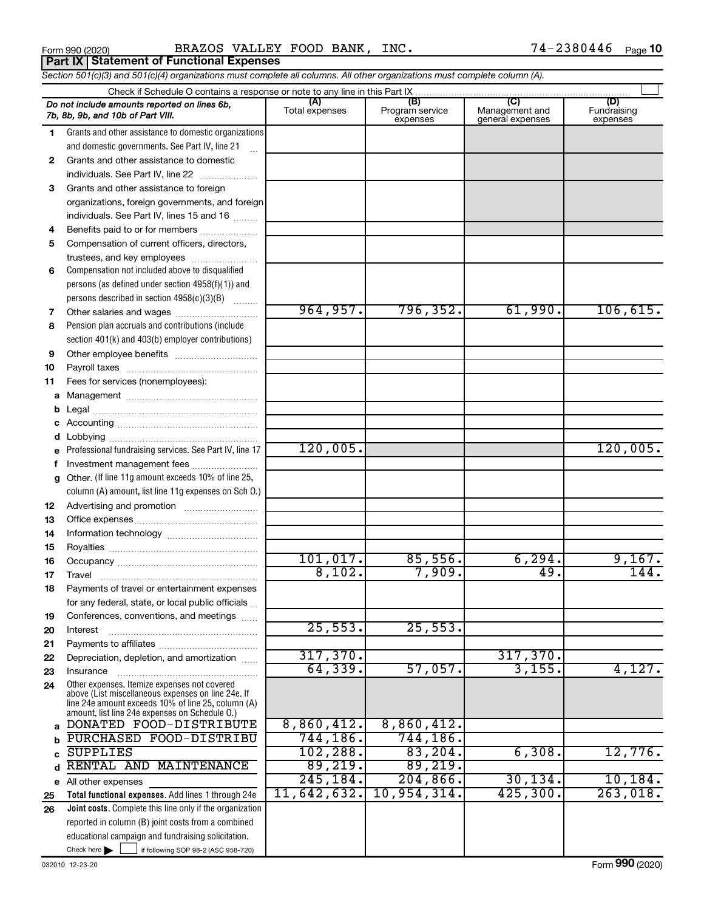Form 990 (2020) BRAZOS VALLEY FOOD BANK, INC. 74-2380446

## Part IX Statement of Functional Expenses

*Section 501(c)(3) and 501(c)(4) organizations must complete all columns. All other organizations must complete column (A).*

Check if Schedule O contains a response or note to any line in this Part IX

| *Do not include amounts reported on lines 6b, 7b, 8b, 9b, and 10b of Part VIII.* | (A) Total expenses | (B) Program service expenses | (C) Management and general expenses | (D) Fundraising expenses |
|---|---|---|---|---|
| **1** Grants and other assistance to domestic organizations and domestic governments. See Part IV, line 21 | | | | |
| **2** Grants and other assistance to domestic individuals. See Part IV, line 22 | | | | |
| **3** Grants and other assistance to foreign organizations, foreign governments, and foreign individuals. See Part IV, lines 15 and 16 | | | | |
| **4** Benefits paid to or for members | | | | |
| **5** Compensation of current officers, directors, trustees, and key employees | | | | |
| **6** Compensation not included above to disqualified persons (as defined under section 4958(f)(1)) and persons described in section 4958(c)(3)(B) | | | | |
| **7** Other salaries and wages | 964,957. | 796,352. | 61,990. | 106,615. |
| **8** Pension plan accruals and contributions (include section 401(k) and 403(b) employer contributions) | | | | |
| **9** Other employee benefits | | | | |
| **10** Payroll taxes | | | | |
| **11** Fees for services (nonemployees): | | | | |
| **a** Management | | | | |
| **b** Legal | | | | |
| **c** Accounting | | | | |
| **d** Lobbying | | | | |
| **e** Professional fundraising services. See Part IV, line 17 | 120,005. | | | 120,005. |
| **f** Investment management fees | | | | |
| **g** Other. (If line 11g amount exceeds 10% of line 25, column (A) amount, list line 11g expenses on Sch O.) | | | | |
| **12** Advertising and promotion | | | | |
| **13** Office expenses | | | | |
| **14** Information technology | | | | |
| **15** Royalties | | | | |
| **16** Occupancy | 101,017. | 85,556. | 6,294. | 9,167. |
| **17** Travel | 8,102. | 7,909. | 49. | 144. |
| **18** Payments of travel or entertainment expenses for any federal, state, or local public officials | | | | |
| **19** Conferences, conventions, and meetings | | | | |
| **20** Interest | 25,553. | 25,553. | | |
| **21** Payments to affiliates | | | | |
| **22** Depreciation, depletion, and amortization | 317,370. | | 317,370. | |
| **23** Insurance | 64,339. | 57,057. | 3,155. | 4,127. |
| **24** Other expenses. Itemize expenses not covered above (List miscellaneous expenses on line 24e. If line 24e amount exceeds 10% of line 25, column (A) amount, list line 24e expenses on Schedule O.) | | | | |
| **a** DONATED FOOD-DISTRIBUTE | 8,860,412. | 8,860,412. | | |
| **b** PURCHASED FOOD-DISTRIBU | 744,186. | 744,186. | | |
| **c** SUPPLIES | 102,288. | 83,204. | 6,308. | 12,776. |
| **d** RENTAL AND MAINTENANCE | 89,219. | 89,219. | | |
| **e** All other expenses | 245,184. | 204,866. | 30,134. | 10,184. |
| **25** **Total functional expenses.** Add lines 1 through 24e | 11,642,632. | 10,954,314. | 425,300. | 263,018. |
| **26** **Joint costs.** Complete this line only if the organization reported in column (B) joint costs from a combined educational campaign and fundraising solicitation. Check here ☐ if following SOP 98-2 (ASC 958-720) | | | | |

032010 12-23-20

Form **990** (2020)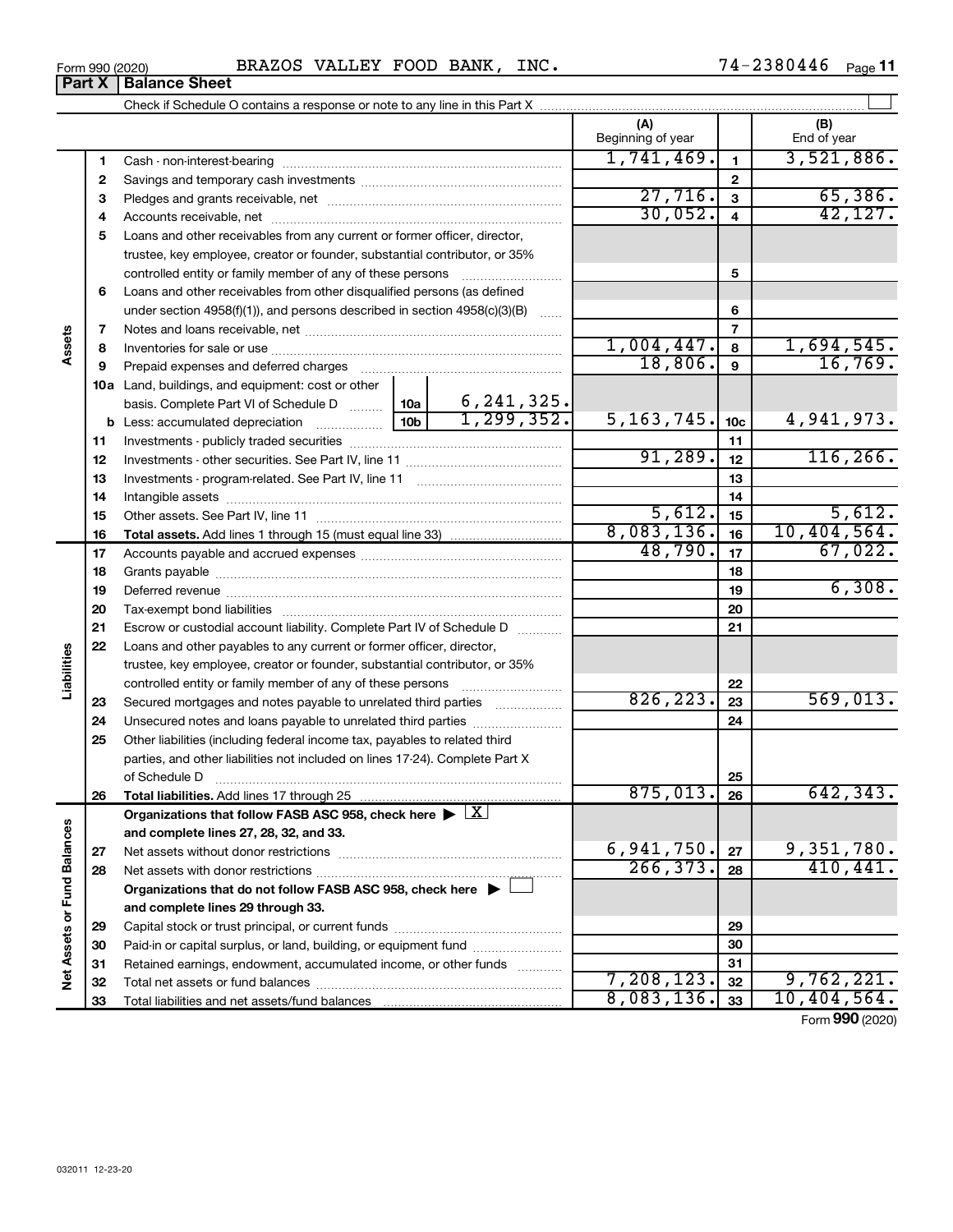Form 990 (2020) BRAZOS VALLEY FOOD BANK, INC. 74-2380446

## Part X Balance Sheet

Check if Schedule O contains a response or note to any line in this Part X

| | | | | (A) Beginning of year | | (B) End of year |
|---|---|---|---|---|---|---|
| Assets | 1 | Cash - non-interest-bearing | | 1,741,469. | 1 | 3,521,886. |
| | 2 | Savings and temporary cash investments | | | 2 | |
| | 3 | Pledges and grants receivable, net | | 27,716. | 3 | 65,386. |
| | 4 | Accounts receivable, net | | 30,052. | 4 | 42,127. |
| | 5 | Loans and other receivables from any current or former officer, director, trustee, key employee, creator or founder, substantial contributor, or 35% controlled entity or family member of any of these persons | | | 5 | |
| | 6 | Loans and other receivables from other disqualified persons (as defined under section 4958(f)(1)), and persons described in section 4958(c)(3)(B) | | | 6 | |
| | 7 | Notes and loans receivable, net | | | 7 | |
| | 8 | Inventories for sale or use | | 1,004,447. | 8 | 1,694,545. |
| | 9 | Prepaid expenses and deferred charges | | 18,806. | 9 | 16,769. |
| | 10a | Land, buildings, and equipment: cost or other basis. Complete Part VI of Schedule D | 10a 6,241,325. | | | |
| | b | Less: accumulated depreciation | 10b 1,299,352. | 5,163,745. | 10c | 4,941,973. |
| | 11 | Investments - publicly traded securities | | | 11 | |
| | 12 | Investments - other securities. See Part IV, line 11 | | 91,289. | 12 | 116,266. |
| | 13 | Investments - program-related. See Part IV, line 11 | | | 13 | |
| | 14 | Intangible assets | | | 14 | |
| | 15 | Other assets. See Part IV, line 11 | | 5,612. | 15 | 5,612. |
| | 16 | **Total assets.** Add lines 1 through 15 (must equal line 33) | | 8,083,136. | 16 | 10,404,564. |
| Liabilities | 17 | Accounts payable and accrued expenses | | 48,790. | 17 | 67,022. |
| | 18 | Grants payable | | | 18 | |
| | 19 | Deferred revenue | | | 19 | 6,308. |
| | 20 | Tax-exempt bond liabilities | | | 20 | |
| | 21 | Escrow or custodial account liability. Complete Part IV of Schedule D | | | 21 | |
| | 22 | Loans and other payables to any current or former officer, director, trustee, key employee, creator or founder, substantial contributor, or 35% controlled entity or family member of any of these persons | | | 22 | |
| | 23 | Secured mortgages and notes payable to unrelated third parties | | 826,223. | 23 | 569,013. |
| | 24 | Unsecured notes and loans payable to unrelated third parties | | | 24 | |
| | 25 | Other liabilities (including federal income tax, payables to related third parties, and other liabilities not included on lines 17-24). Complete Part X of Schedule D | | | 25 | |
| | 26 | **Total liabilities.** Add lines 17 through 25 | | 875,013. | 26 | 642,343. |
| Net Assets or Fund Balances | | **Organizations that follow FASB ASC 958, check here** ▶ [X] **and complete lines 27, 28, 32, and 33.** | | | | |
| | 27 | Net assets without donor restrictions | | 6,941,750. | 27 | 9,351,780. |
| | 28 | Net assets with donor restrictions | | 266,373. | 28 | 410,441. |
| | | **Organizations that do not follow FASB ASC 958, check here** ▶ [ ] **and complete lines 29 through 33.** | | | | |
| | 29 | Capital stock or trust principal, or current funds | | | 29 | |
| | 30 | Paid-in or capital surplus, or land, building, or equipment fund | | | 30 | |
| | 31 | Retained earnings, endowment, accumulated income, or other funds | | | 31 | |
| | 32 | Total net assets or fund balances | | 7,208,123. | 32 | 9,762,221. |
| | 33 | Total liabilities and net assets/fund balances | | 8,083,136. | 33 | 10,404,564. |

Form **990** (2020)

032011 12-23-20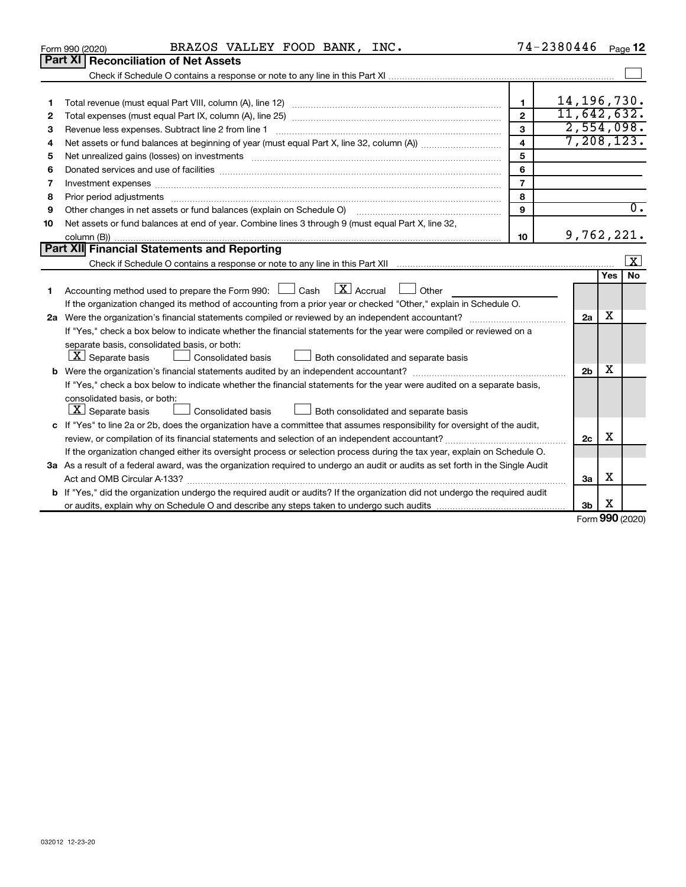Form 990 (2020) BRAZOS VALLEY FOOD BANK, INC. 74-2380446 Page 12

## Part XI Reconciliation of Net Assets

Check if Schedule O contains a response or note to any line in this Part XI ☐

| | | | |
|---|---|---|---|
| 1 | Total revenue (must equal Part VIII, column (A), line 12) | 1 | 14,196,730. |
| 2 | Total expenses (must equal Part IX, column (A), line 25) | 2 | 11,642,632. |
| 3 | Revenue less expenses. Subtract line 2 from line 1 | 3 | 2,554,098. |
| 4 | Net assets or fund balances at beginning of year (must equal Part X, line 32, column (A)) | 4 | 7,208,123. |
| 5 | Net unrealized gains (losses) on investments | 5 | |
| 6 | Donated services and use of facilities | 6 | |
| 7 | Investment expenses | 7 | |
| 8 | Prior period adjustments | 8 | |
| 9 | Other changes in net assets or fund balances (explain on Schedule O) | 9 | 0. |
| 10 | Net assets or fund balances at end of year. Combine lines 3 through 9 (must equal Part X, line 32, column (B)) | 10 | 9,762,221. |

## Part XII Financial Statements and Reporting

Check if Schedule O contains a response or note to any line in this Part XII ☒

| | | | Yes | No |
|---|---|---|---|---|
| 1 | Accounting method used to prepare the Form 990: ☐ Cash ☒ Accrual ☐ Other<br>If the organization changed its method of accounting from a prior year or checked "Other," explain in Schedule O. | | | |
| 2a | Were the organization's financial statements compiled or reviewed by an independent accountant?<br>If "Yes," check a box below to indicate whether the financial statements for the year were compiled or reviewed on a separate basis, consolidated basis, or both:<br>☒ Separate basis ☐ Consolidated basis ☐ Both consolidated and separate basis | 2a | X | |
| b | Were the organization's financial statements audited by an independent accountant?<br>If "Yes," check a box below to indicate whether the financial statements for the year were audited on a separate basis, consolidated basis, or both:<br>☒ Separate basis ☐ Consolidated basis ☐ Both consolidated and separate basis | 2b | X | |
| c | If "Yes" to line 2a or 2b, does the organization have a committee that assumes responsibility for oversight of the audit, review, or compilation of its financial statements and selection of an independent accountant?<br>If the organization changed either its oversight process or selection process during the tax year, explain on Schedule O. | 2c | X | |
| 3a | As a result of a federal award, was the organization required to undergo an audit or audits as set forth in the Single Audit Act and OMB Circular A-133? | 3a | X | |
| b | If "Yes," did the organization undergo the required audit or audits? If the organization did not undergo the required audit or audits, explain why on Schedule O and describe any steps taken to undergo such audits | 3b | X | |

Form 990 (2020)

032012 12-23-20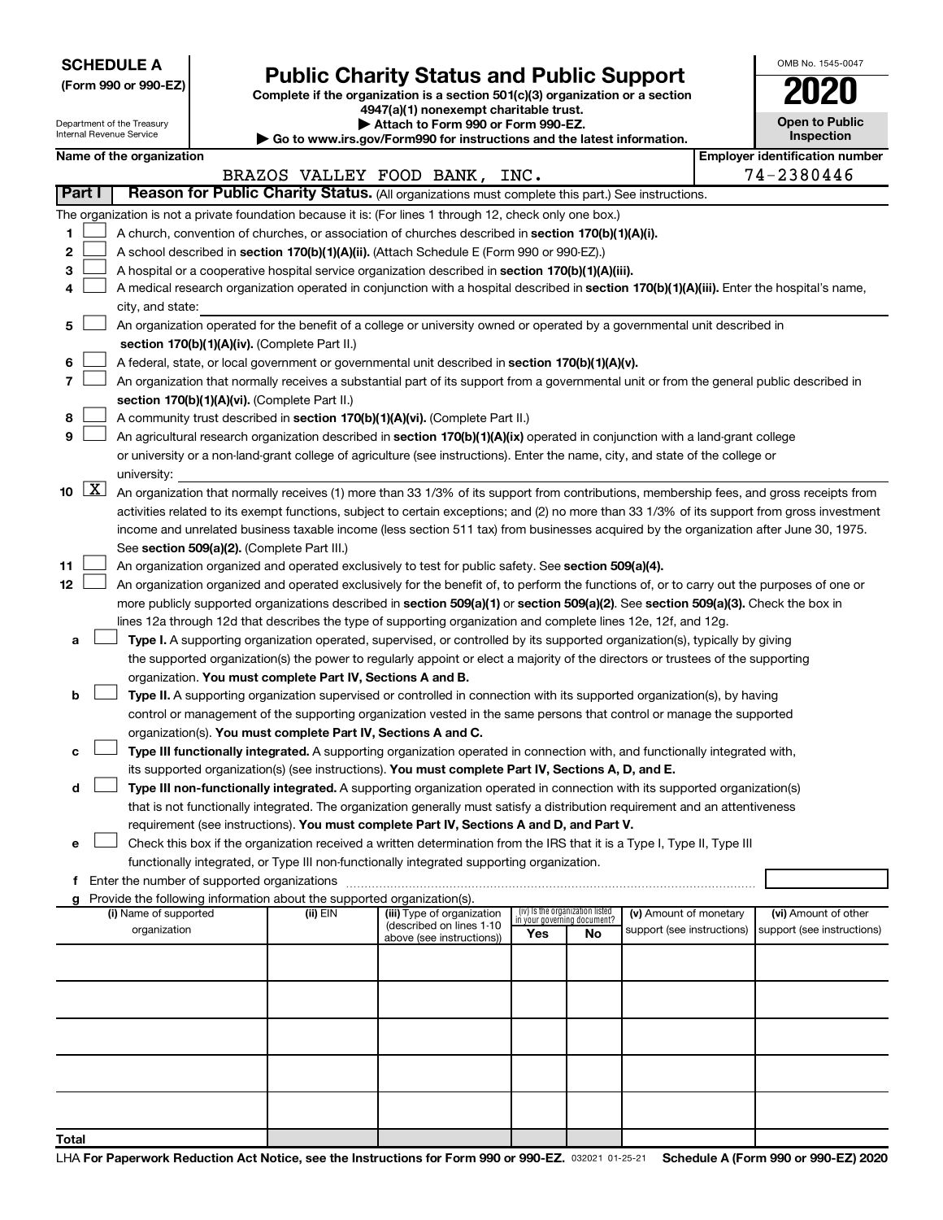**SCHEDULE A**
**(Form 990 or 990-EZ)**

Department of the Treasury
Internal Revenue Service

# Public Charity Status and Public Support

**Complete if the organization is a section 501(c)(3) organization or a section 4947(a)(1) nonexempt charitable trust.**
**▶ Attach to Form 990 or Form 990-EZ.**
**▶ Go to www.irs.gov/Form990 for instructions and the latest information.**

OMB No. 1545-0047
**2020**
**Open to Public Inspection**

| Name of the organization | Employer identification number |
|---|---|
| BRAZOS VALLEY FOOD BANK, INC. | 74-2380446 |

**Part I** **Reason for Public Charity Status.** (All organizations must complete this part.) See instructions.

The organization is not a private foundation because it is: (For lines 1 through 12, check only one box.)

1 ☐ A church, convention of churches, or association of churches described in **section 170(b)(1)(A)(i).**

2 ☐ A school described in **section 170(b)(1)(A)(ii).** (Attach Schedule E (Form 990 or 990-EZ).)

3 ☐ A hospital or a cooperative hospital service organization described in **section 170(b)(1)(A)(iii).**

4 ☐ A medical research organization operated in conjunction with a hospital described in **section 170(b)(1)(A)(iii).** Enter the hospital's name, city, and state:

5 ☐ An organization operated for the benefit of a college or university owned or operated by a governmental unit described in **section 170(b)(1)(A)(iv).** (Complete Part II.)

6 ☐ A federal, state, or local government or governmental unit described in **section 170(b)(1)(A)(v).**

7 ☐ An organization that normally receives a substantial part of its support from a governmental unit or from the general public described in **section 170(b)(1)(A)(vi).** (Complete Part II.)

8 ☐ A community trust described in **section 170(b)(1)(A)(vi).** (Complete Part II.)

9 ☐ An agricultural research organization described in **section 170(b)(1)(A)(ix)** operated in conjunction with a land-grant college or university or a non-land-grant college of agriculture (see instructions). Enter the name, city, and state of the college or university:

10 ☒ An organization that normally receives (1) more than 33 1/3% of its support from contributions, membership fees, and gross receipts from activities related to its exempt functions, subject to certain exceptions; and (2) no more than 33 1/3% of its support from gross investment income and unrelated business taxable income (less section 511 tax) from businesses acquired by the organization after June 30, 1975. See **section 509(a)(2).** (Complete Part III.)

11 ☐ An organization organized and operated exclusively to test for public safety. See **section 509(a)(4).**

12 ☐ An organization organized and operated exclusively for the benefit of, to perform the functions of, or to carry out the purposes of one or more publicly supported organizations described in **section 509(a)(1)** or **section 509(a)(2)**. See **section 509(a)(3).** Check the box in lines 12a through 12d that describes the type of supporting organization and complete lines 12e, 12f, and 12g.

a ☐ **Type I.** A supporting organization operated, supervised, or controlled by its supported organization(s), typically by giving the supported organization(s) the power to regularly appoint or elect a majority of the directors or trustees of the supporting organization. **You must complete Part IV, Sections A and B.**

b ☐ **Type II.** A supporting organization supervised or controlled in connection with its supported organization(s), by having control or management of the supporting organization vested in the same persons that control or manage the supported organization(s). **You must complete Part IV, Sections A and C.**

c ☐ **Type III functionally integrated.** A supporting organization operated in connection with, and functionally integrated with, its supported organization(s) (see instructions). **You must complete Part IV, Sections A, D, and E.**

d ☐ **Type III non-functionally integrated.** A supporting organization operated in connection with its supported organization(s) that is not functionally integrated. The organization generally must satisfy a distribution requirement and an attentiveness requirement (see instructions). **You must complete Part IV, Sections A and D, and Part V.**

e ☐ Check this box if the organization received a written determination from the IRS that it is a Type I, Type II, Type III functionally integrated, or Type III non-functionally integrated supporting organization.

f Enter the number of supported organizations

g Provide the following information about the supported organization(s).

| (i) Name of supported organization | (ii) EIN | (iii) Type of organization (described on lines 1-10 above (see instructions)) | (iv) Is the organization listed in your governing document? Yes | No | (v) Amount of monetary support (see instructions) | (vi) Amount of other support (see instructions) |
|---|---|---|---|---|---|---|
| | | | | | | |
| | | | | | | |
| | | | | | | |
| | | | | | | |
| | | | | | | |
| **Total** | | | | | | |

LHA **For Paperwork Reduction Act Notice, see the Instructions for Form 990 or 990-EZ.** 032021 01-25-21 **Schedule A (Form 990 or 990-EZ) 2020**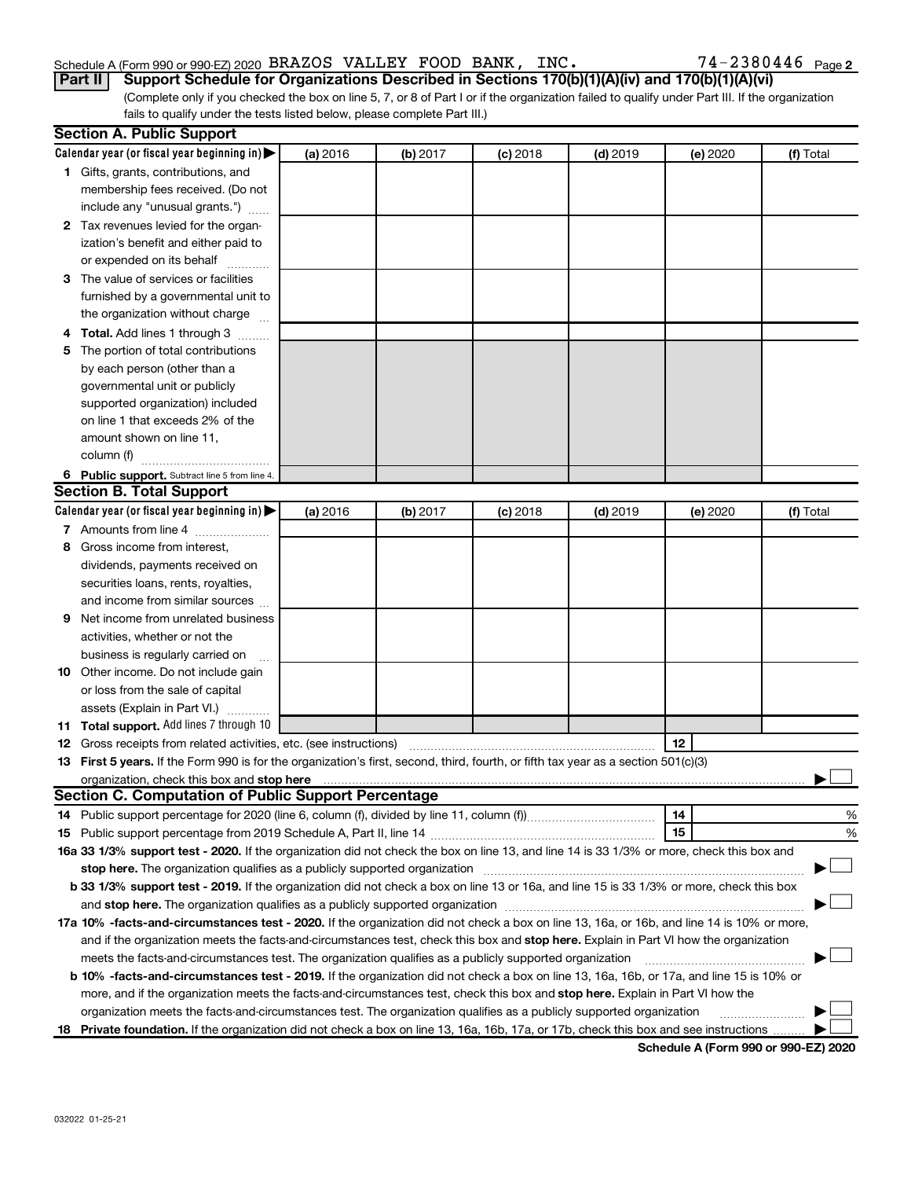Schedule A (Form 990 or 990-EZ) 2020 BRAZOS VALLEY FOOD BANK, INC. 74-2380446 Page 2

**Part II Support Schedule for Organizations Described in Sections 170(b)(1)(A)(iv) and 170(b)(1)(A)(vi)**

(Complete only if you checked the box on line 5, 7, or 8 of Part I or if the organization failed to qualify under Part III. If the organization fails to qualify under the tests listed below, please complete Part III.)

## Section A. Public Support

| Calendar year (or fiscal year beginning in) ▶ | (a) 2016 | (b) 2017 | (c) 2018 | (d) 2019 | (e) 2020 | (f) Total |
|---|---|---|---|---|---|---|
| **1** Gifts, grants, contributions, and membership fees received. (Do not include any "unusual grants.") | | | | | | |
| **2** Tax revenues levied for the organization's benefit and either paid to or expended on its behalf | | | | | | |
| **3** The value of services or facilities furnished by a governmental unit to the organization without charge | | | | | | |
| **4 Total.** Add lines 1 through 3 | | | | | | |
| **5** The portion of total contributions by each person (other than a governmental unit or publicly supported organization) included on line 1 that exceeds 2% of the amount shown on line 11, column (f) | | | | | | |
| **6 Public support.** Subtract line 5 from line 4. | | | | | | |

## Section B. Total Support

| Calendar year (or fiscal year beginning in) ▶ | (a) 2016 | (b) 2017 | (c) 2018 | (d) 2019 | (e) 2020 | (f) Total |
|---|---|---|---|---|---|---|
| **7** Amounts from line 4 | | | | | | |
| **8** Gross income from interest, dividends, payments received on securities loans, rents, royalties, and income from similar sources | | | | | | |
| **9** Net income from unrelated business activities, whether or not the business is regularly carried on | | | | | | |
| **10** Other income. Do not include gain or loss from the sale of capital assets (Explain in Part VI.) | | | | | | |
| **11 Total support.** Add lines 7 through 10 | | | | | | |

**12** Gross receipts from related activities, etc. (see instructions) | **12** |

**13 First 5 years.** If the Form 990 is for the organization's first, second, third, fourth, or fifth tax year as a 501(c)(3) organization, check this box and **stop here** ▶ ☐

## Section C. Computation of Public Support Percentage

**14** Public support percentage for 2020 (line 6, column (f), divided by line 11, column (f)) | **14** | %

**15** Public support percentage from 2019 Schedule A, Part II, line 14 | **15** | %

**16a 33 1/3% support test - 2020.** If the organization did not check the box on line 13, and line 14 is 33 1/3% or more, check this box and **stop here.** The organization qualifies as a publicly supported organization ▶ ☐

**b 33 1/3% support test - 2019.** If the organization did not check a box on line 13 or 16a, and line 15 is 33 1/3% or more, check this box and **stop here.** The organization qualifies as a publicly supported organization ▶ ☐

**17a 10% -facts-and-circumstances test - 2020.** If the organization did not check a box on line 13, 16a, or 16b, and line 14 is 10% or more, and if the organization meets the facts-and-circumstances test, check this box and **stop here.** Explain in Part VI how the organization meets the facts-and-circumstances test. The organization qualifies as a publicly supported organization ▶ ☐

**b 10% -facts-and-circumstances test - 2019.** If the organization did not check a box on line 13, 16a, 16b, or 17a, and line 15 is 10% or more, and if the organization meets the facts-and-circumstances test, check this box and **stop here.** Explain in Part VI how the organization meets the facts-and-circumstances test. The organization qualifies as a publicly supported organization ▶ ☐

**18 Private foundation.** If the organization did not check a box on line 13, 16a, 16b, 17a, or 17b, check this box and see instructions ▶ ☐

**Schedule A (Form 990 or 990-EZ) 2020**

032022 01-25-21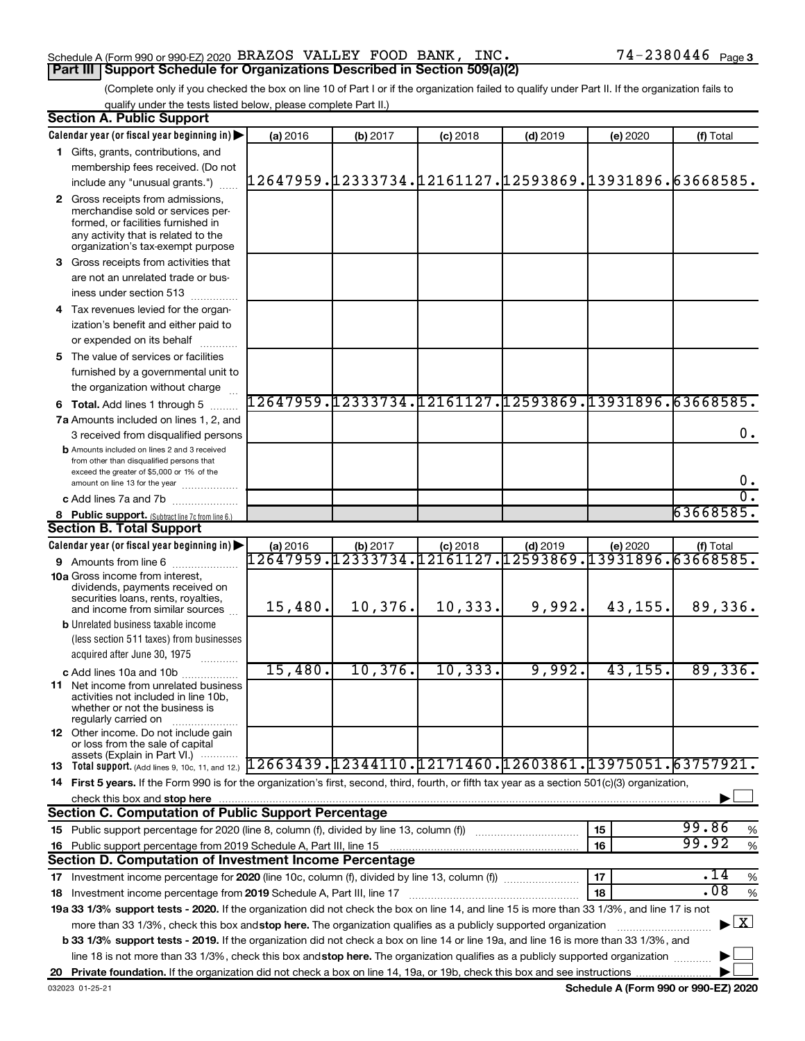Schedule A (Form 990 or 990-EZ) 2020 BRAZOS VALLEY FOOD BANK, INC. 74-2380446 Page 3

## Part III Support Schedule for Organizations Described in Section 509(a)(2)

(Complete only if you checked the box on line 10 of Part I or if the organization failed to qualify under Part II. If the organization fails to qualify under the tests listed below, please complete Part II.)

### Section A. Public Support

| Calendar year (or fiscal year beginning in) | (a) 2016 | (b) 2017 | (c) 2018 | (d) 2019 | (e) 2020 | (f) Total |
|---|---|---|---|---|---|---|
| **1** Gifts, grants, contributions, and membership fees received. (Do not include any "unusual grants.") | 12647959. | 12333734. | 12161127. | 12593869. | 13931896. | 63668585. |
| **2** Gross receipts from admissions, merchandise sold or services performed, or facilities furnished in any activity that is related to the organization's tax-exempt purpose | | | | | | |
| **3** Gross receipts from activities that are not an unrelated trade or business under section 513 | | | | | | |
| **4** Tax revenues levied for the organization's benefit and either paid to or expended on its behalf | | | | | | |
| **5** The value of services or facilities furnished by a governmental unit to the organization without charge | | | | | | |
| **6 Total.** Add lines 1 through 5 | 12647959. | 12333734. | 12161127. | 12593869. | 13931896. | 63668585. |
| **7a** Amounts included on lines 1, 2, and 3 received from disqualified persons | | | | | | 0. |
| **b** Amounts included on lines 2 and 3 received from other than disqualified persons that exceed the greater of $5,000 or 1% of the amount on line 13 for the year | | | | | | 0. |
| **c** Add lines 7a and 7b | | | | | | 0. |
| **8 Public support.** (Subtract line 7c from line 6.) | | | | | | 63668585. |

### Section B. Total Support

| Calendar year (or fiscal year beginning in) | (a) 2016 | (b) 2017 | (c) 2018 | (d) 2019 | (e) 2020 | (f) Total |
|---|---|---|---|---|---|---|
| **9** Amounts from line 6 | 12647959. | 12333734. | 12161127. | 12593869. | 13931896. | 63668585. |
| **10a** Gross income from interest, dividends, payments received on securities loans, rents, royalties, and income from similar sources | 15,480. | 10,376. | 10,333. | 9,992. | 43,155. | 89,336. |
| **b** Unrelated business taxable income (less section 511 taxes) from businesses acquired after June 30, 1975 | | | | | | |
| **c** Add lines 10a and 10b | 15,480. | 10,376. | 10,333. | 9,992. | 43,155. | 89,336. |
| **11** Net income from unrelated business activities not included in line 10b, whether or not the business is regularly carried on | | | | | | |
| **12** Other income. Do not include gain or loss from the sale of capital assets (Explain in Part VI.) | | | | | | |
| **13 Total support.** (Add lines 9, 10c, 11, and 12.) | 12663439. | 12344110. | 12171460. | 12603861. | 13975051. | 63757921. |

**14 First 5 years.** If the Form 990 is for the organization's first, second, third, fourth, or fifth tax year as a section 501(c)(3) organization, check this box and **stop here** ☐

### Section C. Computation of Public Support Percentage

| | | | |
|---|---|---|---|
| **15** Public support percentage for 2020 (line 8, column (f), divided by line 13, column (f)) | 15 | 99.86 | % |
| **16** Public support percentage from 2019 Schedule A, Part III, line 15 | 16 | 99.92 | % |

### Section D. Computation of Investment Income Percentage

| | | | |
|---|---|---|---|
| **17** Investment income percentage for **2020** (line 10c, column (f), divided by line 13, column (f)) | 17 | .14 | % |
| **18** Investment income percentage from **2019** Schedule A, Part III, line 17 | 18 | .08 | % |

**19a 33 1/3% support tests - 2020.** If the organization did not check the box on line 14, and line 15 is more than 33 1/3%, and line 17 is not more than 33 1/3%, check this box and **stop here.** The organization qualifies as a publicly supported organization ☒

**b 33 1/3% support tests - 2019.** If the organization did not check a box on line 14 or line 19a, and line 16 is more than 33 1/3%, and line 18 is not more than 33 1/3%, check this box and **stop here.** The organization qualifies as a publicly supported organization ☐

**20 Private foundation.** If the organization did not check a box on line 14, 19a, or 19b, check this box and see instructions ☐

032023 01-25-21 **Schedule A (Form 990 or 990-EZ) 2020**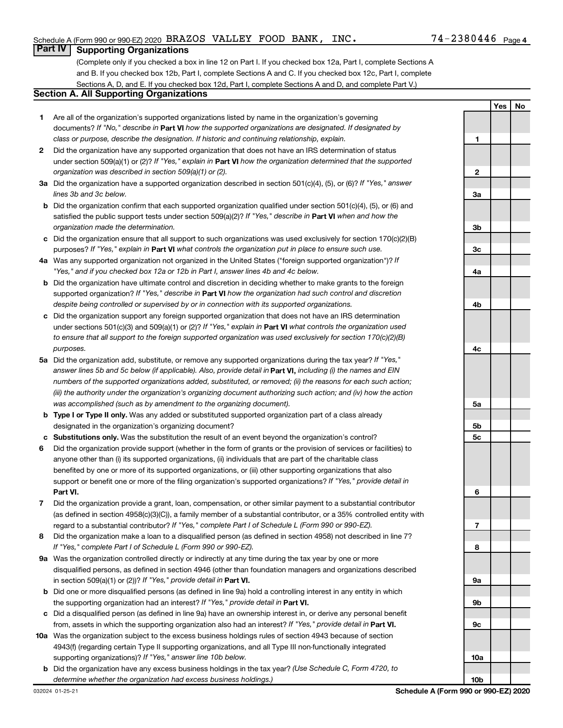Schedule A (Form 990 or 990-EZ) 2020 BRAZOS VALLEY FOOD BANK, INC. 74-2380446 Page 4

## Part IV Supporting Organizations

(Complete only if you checked a box in line 12 on Part I. If you checked box 12a, Part I, complete Sections A and B. If you checked box 12b, Part I, complete Sections A and C. If you checked box 12c, Part I, complete Sections A, D, and E. If you checked box 12d, Part I, complete Sections A and D, and complete Part V.)

### Section A. All Supporting Organizations

| | | | Yes | No |
|---|---|---|---|---|
| **1** | Are all of the organization's supported organizations listed by name in the organization's governing documents? *If "No," describe in* **Part VI** *how the supported organizations are designated. If designated by class or purpose, describe the designation. If historic and continuing relationship, explain.* | 1 | | |
| **2** | Did the organization have any supported organization that does not have an IRS determination of status under section 509(a)(1) or (2)? *If "Yes," explain in* **Part VI** *how the organization determined that the supported organization was described in section 509(a)(1) or (2).* | 2 | | |
| **3a** | Did the organization have a supported organization described in section 501(c)(4), (5), or (6)? *If "Yes," answer lines 3b and 3c below.* | 3a | | |
| **b** | Did the organization confirm that each supported organization qualified under section 501(c)(4), (5), or (6) and satisfied the public support tests under section 509(a)(2)? *If "Yes," describe in* **Part VI** *when and how the organization made the determination.* | 3b | | |
| **c** | Did the organization ensure that all support to such organizations was used exclusively for section 170(c)(2)(B) purposes? *If "Yes," explain in* **Part VI** *what controls the organization put in place to ensure such use.* | 3c | | |
| **4a** | Was any supported organization not organized in the United States ("foreign supported organization")? *If "Yes," and if you checked box 12a or 12b in Part I, answer lines 4b and 4c below.* | 4a | | |
| **b** | Did the organization have ultimate control and discretion in deciding whether to make grants to the foreign supported organization? *If "Yes," describe in* **Part VI** *how the organization had such control and discretion despite being controlled or supervised by or in connection with its supported organizations.* | 4b | | |
| **c** | Did the organization support any foreign supported organization that does not have an IRS determination under sections 501(c)(3) and 509(a)(1) or (2)? *If "Yes," explain in* **Part VI** *what controls the organization used to ensure that all support to the foreign supported organization was used exclusively for section 170(c)(2)(B) purposes.* | 4c | | |
| **5a** | Did the organization add, substitute, or remove any supported organizations during the tax year? *If "Yes," answer lines 5b and 5c below (if applicable). Also, provide detail in* **Part VI,** *including (i) the names and EIN numbers of the supported organizations added, substituted, or removed; (ii) the reasons for each such action; (iii) the authority under the organization's organizing document authorizing such action; and (iv) how the action was accomplished (such as by amendment to the organizing document).* | 5a | | |
| **b** | **Type I or Type II only.** Was any added or substituted supported organization part of a class already designated in the organization's organizing document? | 5b | | |
| **c** | **Substitutions only.** Was the substitution the result of an event beyond the organization's control? | 5c | | |
| **6** | Did the organization provide support (whether in the form of grants or the provision of services or facilities) to anyone other than (i) its supported organizations, (ii) individuals that are part of the charitable class benefited by one or more of its supported organizations, or (iii) other supporting organizations that also support or benefit one or more of the filing organization's supported organizations? *If "Yes," provide detail in* **Part VI.** | 6 | | |
| **7** | Did the organization provide a grant, loan, compensation, or other similar payment to a substantial contributor (as defined in section 4958(c)(3)(C)), a family member of a substantial contributor, or a 35% controlled entity with regard to a substantial contributor? *If "Yes," complete Part I of Schedule L (Form 990 or 990-EZ).* | 7 | | |
| **8** | Did the organization make a loan to a disqualified person (as defined in section 4958) not described in line 7? *If "Yes," complete Part I of Schedule L (Form 990 or 990-EZ).* | 8 | | |
| **9a** | Was the organization controlled directly or indirectly at any time during the tax year by one or more disqualified persons, as defined in section 4946 (other than foundation managers and organizations described in section 509(a)(1) or (2))? *If "Yes," provide detail in* **Part VI.** | 9a | | |
| **b** | Did one or more disqualified persons (as defined in line 9a) hold a controlling interest in any entity in which the supporting organization had an interest? *If "Yes," provide detail in* **Part VI.** | 9b | | |
| **c** | Did a disqualified person (as defined in line 9a) have an ownership interest in, or derive any personal benefit from, assets in which the supporting organization also had an interest? *If "Yes," provide detail in* **Part VI.** | 9c | | |
| **10a** | Was the organization subject to the excess business holdings rules of section 4943 because of section 4943(f) (regarding certain Type II supporting organizations, and all Type III non-functionally integrated supporting organizations)? *If "Yes," answer line 10b below.* | 10a | | |
| **b** | Did the organization have any excess business holdings in the tax year? *(Use Schedule C, Form 4720, to determine whether the organization had excess business holdings.)* | 10b | | |

032024 01-25-21 **Schedule A (Form 990 or 990-EZ) 2020**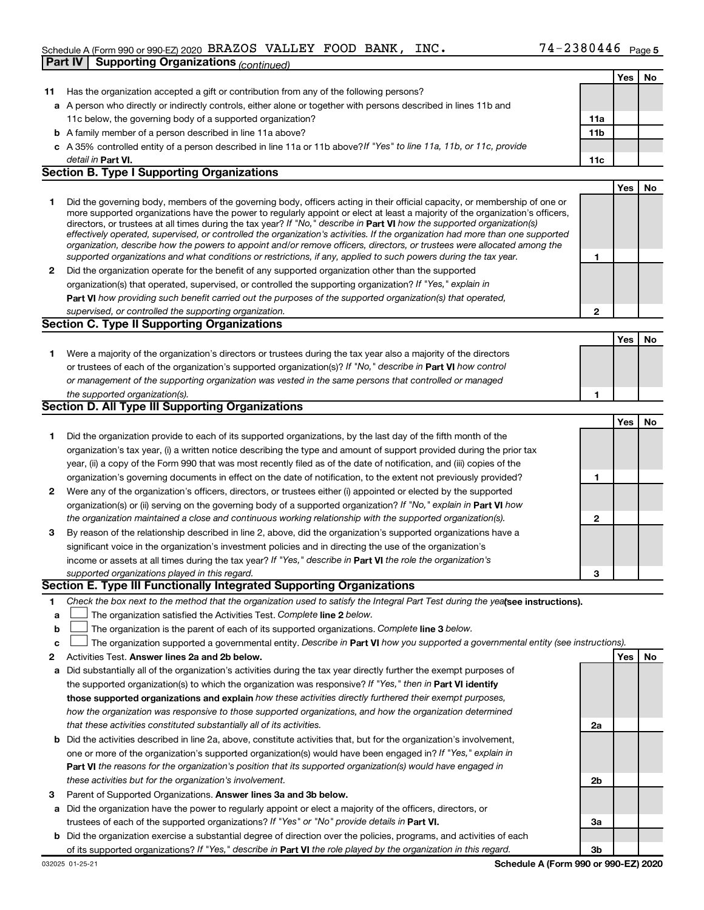Schedule A (Form 990 or 990-EZ) 2020 BRAZOS VALLEY FOOD BANK, INC. 74-2380446 Page 5

**Part IV | Supporting Organizations** *(continued)*

| | | | Yes | No |
|---|---|---|---|---|
| **11** | Has the organization accepted a gift or contribution from any of the following persons? | | | |
| **a** | A person who directly or indirectly controls, either alone or together with persons described in lines 11b and 11c below, the governing body of a supported organization? | **11a** | | |
| **b** | A family member of a person described in line 11a above? | **11b** | | |
| **c** | A 35% controlled entity of a person described in line 11a or 11b above? *If "Yes" to line 11a, 11b, or 11c, provide detail in* **Part VI.** | **11c** | | |

## Section B. Type I Supporting Organizations

| | | | Yes | No |
|---|---|---|---|---|
| **1** | Did the governing body, members of the governing body, officers acting in their official capacity, or membership of one or more supported organizations have the power to regularly appoint or elect at least a majority of the organization's officers, directors, or trustees at all times during the tax year? *If "No," describe in* **Part VI** *how the supported organization(s) effectively operated, supervised, or controlled the organization's activities. If the organization had more than one supported organization, describe how the powers to appoint and/or remove officers, directors, or trustees were allocated among the supported organizations and what conditions or restrictions, if any, applied to such powers during the tax year.* | **1** | | |
| **2** | Did the organization operate for the benefit of any supported organization other than the supported organization(s) that operated, supervised, or controlled the supporting organization? *If "Yes," explain in* **Part VI** *how providing such benefit carried out the purposes of the supported organization(s) that operated, supervised, or controlled the supporting organization.* | **2** | | |

## Section C. Type II Supporting Organizations

| | | | Yes | No |
|---|---|---|---|---|
| **1** | Were a majority of the organization's directors or trustees during the tax year also a majority of the directors or trustees of each of the organization's supported organization(s)? *If "No," describe in* **Part VI** *how control or management of the supporting organization was vested in the same persons that controlled or managed the supported organization(s).* | **1** | | |

## Section D. All Type III Supporting Organizations

| | | | Yes | No |
|---|---|---|---|---|
| **1** | Did the organization provide to each of its supported organizations, by the last day of the fifth month of the organization's tax year, (i) a written notice describing the type and amount of support provided during the prior tax year, (ii) a copy of the Form 990 that was most recently filed as of the date of notification, and (iii) copies of the organization's governing documents in effect on the date of notification, to the extent not previously provided? | **1** | | |
| **2** | Were any of the organization's officers, directors, or trustees either (i) appointed or elected by the supported organization(s) or (ii) serving on the governing body of a supported organization? *If "No," explain in* **Part VI** *how the organization maintained a close and continuous working relationship with the supported organization(s).* | **2** | | |
| **3** | By reason of the relationship described in line 2, above, did the organization's supported organizations have a significant voice in the organization's investment policies and in directing the use of the organization's income or assets at all times during the tax year? *If "Yes," describe in* **Part VI** *the role the organization's supported organizations played in this regard.* | **3** | | |

## Section E. Type III Functionally Integrated Supporting Organizations

**1** *Check the box next to the method that the organization used to satisfy the Integral Part Test during the year* **(see instructions).**

**a** ☐ The organization satisfied the Activities Test. *Complete* **line 2** *below.*

**b** ☐ The organization is the parent of each of its supported organizations. *Complete* **line 3** *below.*

**c** ☐ The organization supported a governmental entity. *Describe in* **Part VI** *how you supported a governmental entity (see instructions).*

| | | | Yes | No |
|---|---|---|---|---|
| **2** | Activities Test. **Answer lines 2a and 2b below.** | | | |
| **a** | Did substantially all of the organization's activities during the tax year directly further the exempt purposes of the supported organization(s) to which the organization was responsive? *If "Yes," then in* **Part VI identify those supported organizations and explain** *how these activities directly furthered their exempt purposes, how the organization was responsive to those supported organizations, and how the organization determined that these activities constituted substantially all of its activities.* | **2a** | | |
| **b** | Did the activities described in line 2a, above, constitute activities that, but for the organization's involvement, one or more of the organization's supported organization(s) would have been engaged in? *If "Yes," explain in* **Part VI** *the reasons for the organization's position that its supported organization(s) would have engaged in these activities but for the organization's involvement.* | **2b** | | |
| **3** | Parent of Supported Organizations. **Answer lines 3a and 3b below.** | | | |
| **a** | Did the organization have the power to regularly appoint or elect a majority of the officers, directors, or trustees of each of the supported organizations? *If "Yes" or "No" provide details in* **Part VI.** | **3a** | | |
| **b** | Did the organization exercise a substantial degree of direction over the policies, programs, and activities of each of its supported organizations? *If "Yes," describe in* **Part VI** *the role played by the organization in this regard.* | **3b** | | |

032025 01-25-21 **Schedule A (Form 990 or 990-EZ) 2020**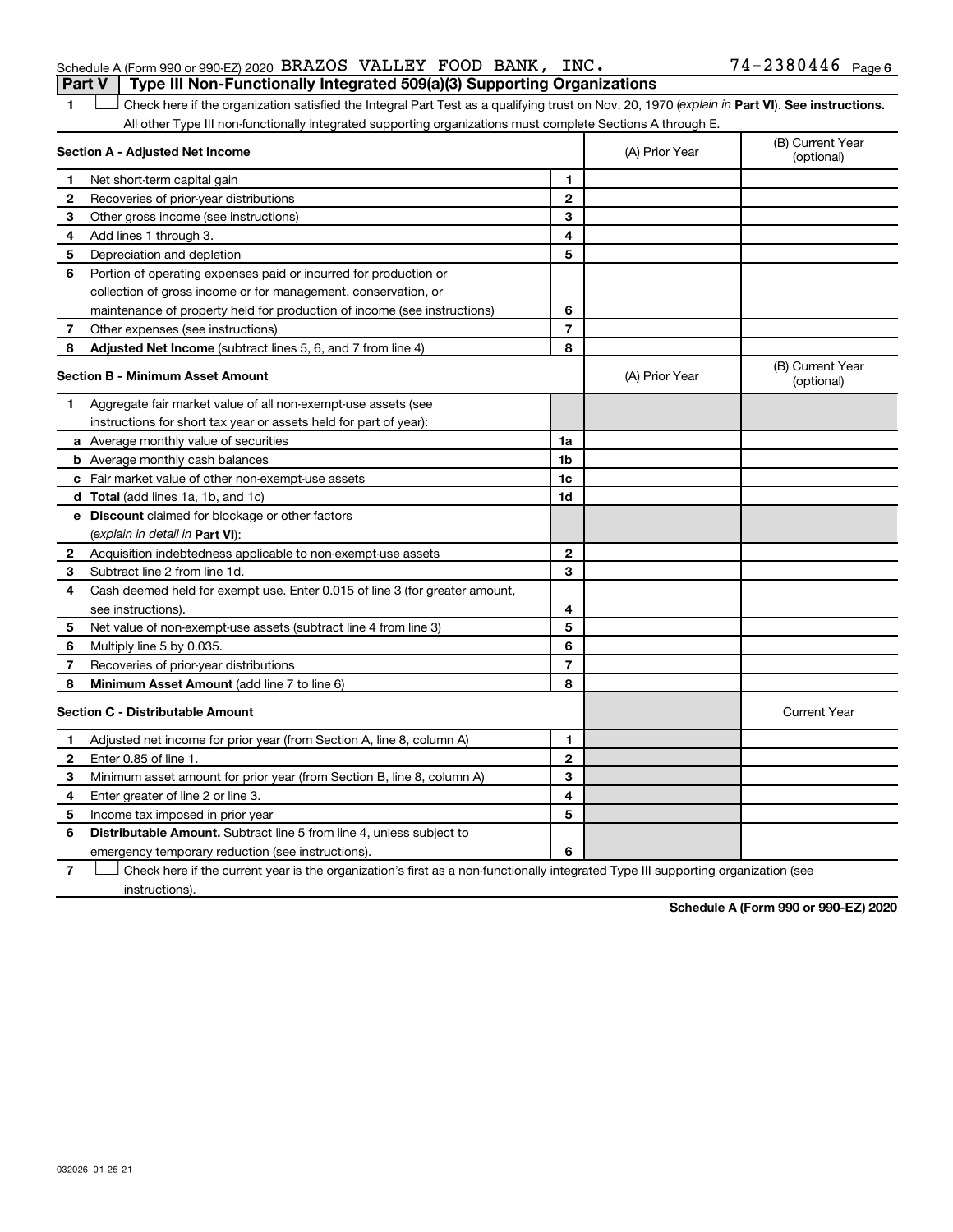Schedule A (Form 990 or 990-EZ) 2020 BRAZOS VALLEY FOOD BANK, INC. 74-2380446 Page 6

**Part V | Type III Non-Functionally Integrated 509(a)(3) Supporting Organizations**

1 ☐ Check here if the organization satisfied the Integral Part Test as a qualifying trust on Nov. 20, 1970 (*explain in* **Part VI**). **See instructions.** All other Type III non-functionally integrated supporting organizations must complete Sections A through E.

| **Section A - Adjusted Net Income** | | (A) Prior Year | (B) Current Year (optional) |
|---|---|---|---|
| **1** Net short-term capital gain | 1 | | |
| **2** Recoveries of prior-year distributions | 2 | | |
| **3** Other gross income (see instructions) | 3 | | |
| **4** Add lines 1 through 3. | 4 | | |
| **5** Depreciation and depletion | 5 | | |
| **6** Portion of operating expenses paid or incurred for production or collection of gross income or for management, conservation, or maintenance of property held for production of income (see instructions) | 6 | | |
| **7** Other expenses (see instructions) | 7 | | |
| **8** **Adjusted Net Income** (subtract lines 5, 6, and 7 from line 4) | 8 | | |

| **Section B - Minimum Asset Amount** | | (A) Prior Year | (B) Current Year (optional) |
|---|---|---|---|
| **1** Aggregate fair market value of all non-exempt-use assets (see instructions for short tax year or assets held for part of year): | | | |
| **a** Average monthly value of securities | 1a | | |
| **b** Average monthly cash balances | 1b | | |
| **c** Fair market value of other non-exempt-use assets | 1c | | |
| **d** **Total** (add lines 1a, 1b, and 1c) | 1d | | |
| **e** **Discount** claimed for blockage or other factors (*explain in detail in* **Part VI**): | | | |
| **2** Acquisition indebtedness applicable to non-exempt-use assets | 2 | | |
| **3** Subtract line 2 from line 1d. | 3 | | |
| **4** Cash deemed held for exempt use. Enter 0.015 of line 3 (for greater amount, see instructions). | 4 | | |
| **5** Net value of non-exempt-use assets (subtract line 4 from line 3) | 5 | | |
| **6** Multiply line 5 by 0.035. | 6 | | |
| **7** Recoveries of prior-year distributions | 7 | | |
| **8** **Minimum Asset Amount** (add line 7 to line 6) | 8 | | |

| **Section C - Distributable Amount** | | | Current Year |
|---|---|---|---|
| **1** Adjusted net income for prior year (from Section A, line 8, column A) | 1 | | |
| **2** Enter 0.85 of line 1. | 2 | | |
| **3** Minimum asset amount for prior year (from Section B, line 8, column A) | 3 | | |
| **4** Enter greater of line 2 or line 3. | 4 | | |
| **5** Income tax imposed in prior year | 5 | | |
| **6** **Distributable Amount.** Subtract line 5 from line 4, unless subject to emergency temporary reduction (see instructions). | 6 | | |

7 ☐ Check here if the current year is the organization's first as a non-functionally integrated Type III supporting organization (see instructions).

**Schedule A (Form 990 or 990-EZ) 2020**

032026 01-25-21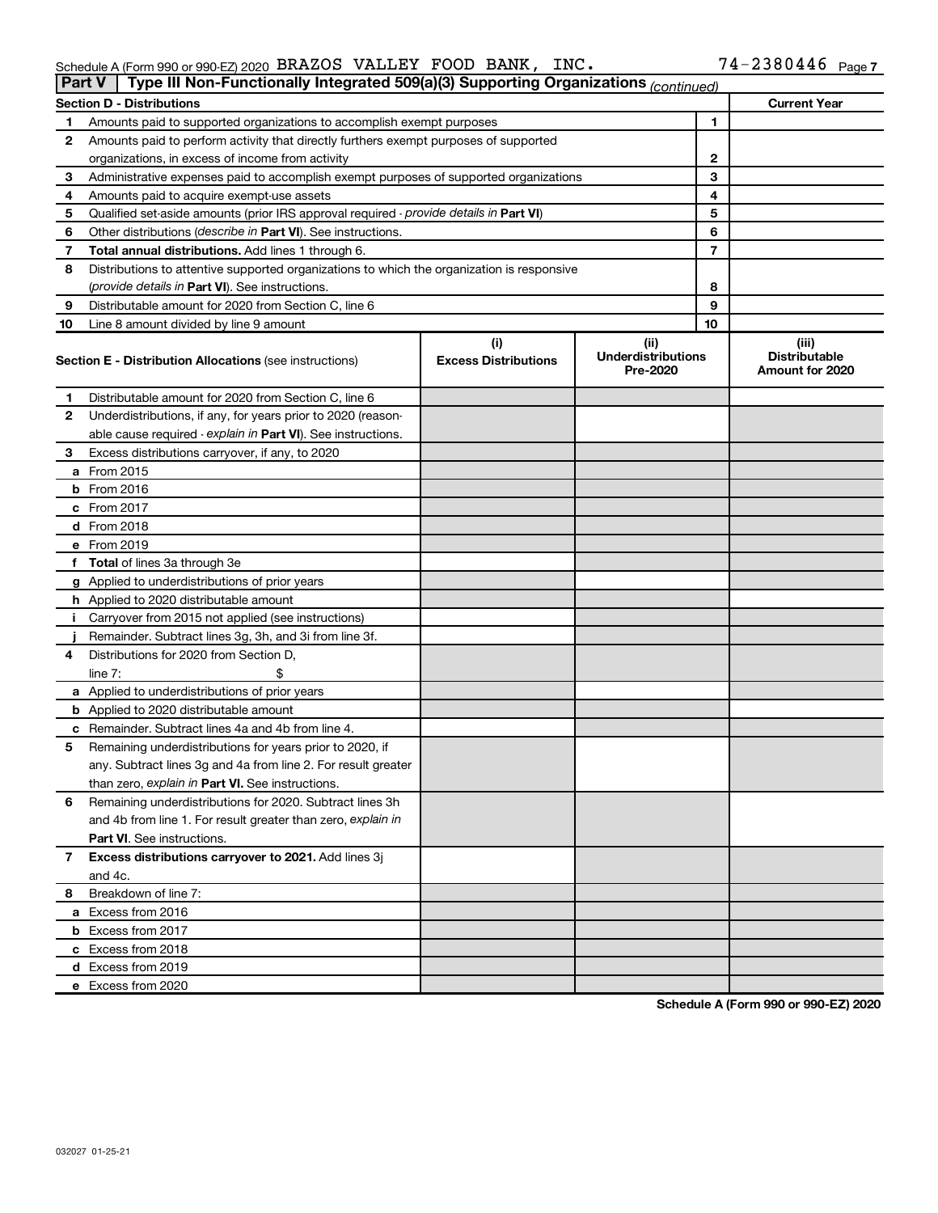Schedule A (Form 990 or 990-EZ) 2020 BRAZOS VALLEY FOOD BANK, INC. 74-2380446 Page 7

## Part V Type III Non-Functionally Integrated 509(a)(3) Supporting Organizations *(continued)*

| Section D - Distributions | | | Current Year |
|---|---|---|---|
| 1 | Amounts paid to supported organizations to accomplish exempt purposes | 1 | |
| 2 | Amounts paid to perform activity that directly furthers exempt purposes of supported organizations, in excess of income from activity | 2 | |
| 3 | Administrative expenses paid to accomplish exempt purposes of supported organizations | 3 | |
| 4 | Amounts paid to acquire exempt-use assets | 4 | |
| 5 | Qualified set-aside amounts (prior IRS approval required - *provide details in* **Part VI**) | 5 | |
| 6 | Other distributions (*describe in* **Part VI**). See instructions. | 6 | |
| 7 | **Total annual distributions.** Add lines 1 through 6. | 7 | |
| 8 | Distributions to attentive supported organizations to which the organization is responsive (*provide details in* **Part VI**). See instructions. | 8 | |
| 9 | Distributable amount for 2020 from Section C, line 6 | 9 | |
| 10 | Line 8 amount divided by line 9 amount | 10 | |

| | Section E - Distribution Allocations (see instructions) | (i) Excess Distributions | (ii) Underdistributions Pre-2020 | (iii) Distributable Amount for 2020 |
|---|---|---|---|---|
| 1 | Distributable amount for 2020 from Section C, line 6 | | | |
| 2 | Underdistributions, if any, for years prior to 2020 (reasonable cause required - *explain in* **Part VI**). See instructions. | | | |
| 3 | Excess distributions carryover, if any, to 2020 | | | |
| a | From 2015 | | | |
| b | From 2016 | | | |
| c | From 2017 | | | |
| d | From 2018 | | | |
| e | From 2019 | | | |
| f | **Total** of lines 3a through 3e | | | |
| g | Applied to underdistributions of prior years | | | |
| h | Applied to 2020 distributable amount | | | |
| i | Carryover from 2015 not applied (see instructions) | | | |
| j | Remainder. Subtract lines 3g, 3h, and 3i from line 3f. | | | |
| 4 | Distributions for 2020 from Section D, line 7: $ | | | |
| a | Applied to underdistributions of prior years | | | |
| b | Applied to 2020 distributable amount | | | |
| c | Remainder. Subtract lines 4a and 4b from line 4. | | | |
| 5 | Remaining underdistributions for years prior to 2020, if any. Subtract lines 3g and 4a from line 2. For result greater than zero, *explain in* **Part VI.** See instructions. | | | |
| 6 | Remaining underdistributions for 2020. Subtract lines 3h and 4b from line 1. For result greater than zero, *explain in* **Part VI**. See instructions. | | | |
| 7 | **Excess distributions carryover to 2021.** Add lines 3j and 4c. | | | |
| 8 | Breakdown of line 7: | | | |
| a | Excess from 2016 | | | |
| b | Excess from 2017 | | | |
| c | Excess from 2018 | | | |
| d | Excess from 2019 | | | |
| e | Excess from 2020 | | | |

**Schedule A (Form 990 or 990-EZ) 2020**

032027 01-25-21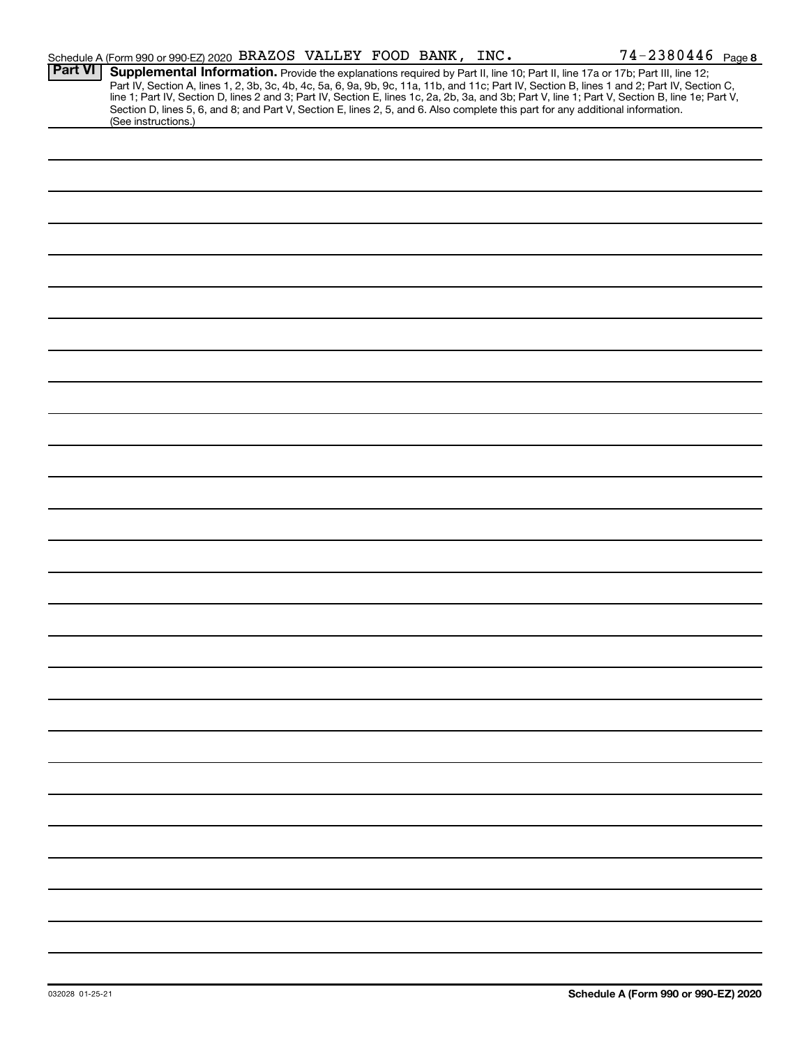Schedule A (Form 990 or 990-EZ) 2020 BRAZOS VALLEY FOOD BANK, INC. 74-2380446 Page 8

**Part VI** **Supplemental Information.** Provide the explanations required by Part II, line 10; Part II, line 17a or 17b; Part III, line 12; Part IV, Section A, lines 1, 2, 3b, 3c, 4b, 4c, 5a, 6, 9a, 9b, 9c, 11a, 11b, and 11c; Part IV, Section B, lines 1 and 2; Part IV, Section C, line 1; Part IV, Section D, lines 2 and 3; Part IV, Section E, lines 1c, 2a, 2b, 3a, and 3b; Part V, line 1; Part V, Section B, line 1e; Part V, Section D, lines 5, 6, and 8; and Part V, Section E, lines 2, 5, and 6. Also complete this part for any additional information. (See instructions.)

032028 01-25-21

**Schedule A (Form 990 or 990-EZ) 2020**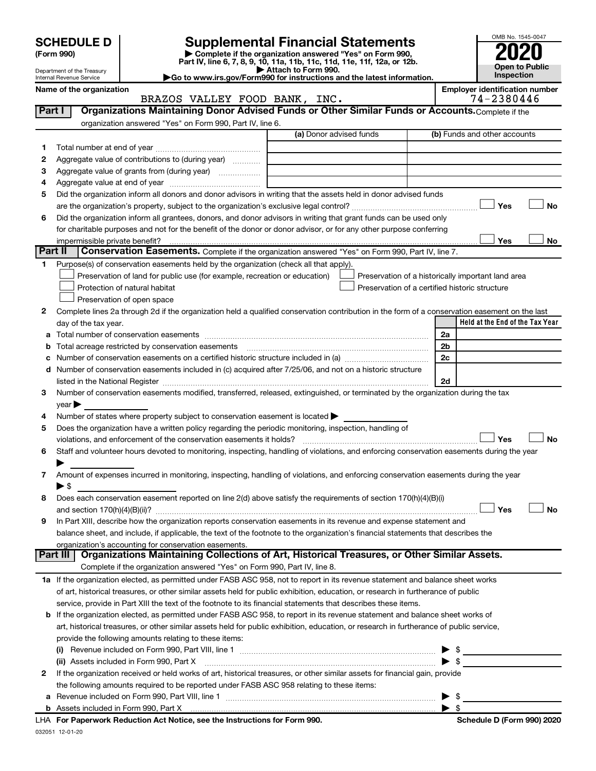# SCHEDULE D (Form 990)

Department of the Treasury
Internal Revenue Service

# Supplemental Financial Statements

▶ Complete if the organization answered "Yes" on Form 990, Part IV, line 6, 7, 8, 9, 10, 11a, 11b, 11c, 11d, 11e, 11f, 12a, or 12b.
▶ Attach to Form 990.
▶Go to www.irs.gov/Form990 for instructions and the latest information.

OMB No. 1545-0047

**2020**

**Open to Public Inspection**

**Name of the organization:** BRAZOS VALLEY FOOD BANK, INC.

**Employer identification number:** 74-2380446

## Part I — Organizations Maintaining Donor Advised Funds or Other Similar Funds or Accounts. Complete if the organization answered "Yes" on Form 990, Part IV, line 6.

| | | (a) Donor advised funds | (b) Funds and other accounts |
|---|---|---|---|
| 1 | Total number at end of year | | |
| 2 | Aggregate value of contributions to (during year) | | |
| 3 | Aggregate value of grants from (during year) | | |
| 4 | Aggregate value at end of year | | |

5 Did the organization inform all donors and donor advisors in writing that the assets held in donor advised funds are the organization's property, subject to the organization's exclusive legal control? ☐ Yes ☐ No

6 Did the organization inform all grantees, donors, and donor advisors in writing that grant funds can be used only for charitable purposes and not for the benefit of the donor or donor advisor, or for any other purpose conferring impermissible private benefit? ☐ Yes ☐ No

## Part II — Conservation Easements. Complete if the organization answered "Yes" on Form 990, Part IV, line 7.

1 Purpose(s) of conservation easements held by the organization (check all that apply).

- ☐ Preservation of land for public use (for example, recreation or education)
- ☐ Preservation of a historically important land area
- ☐ Protection of natural habitat
- ☐ Preservation of a certified historic structure
- ☐ Preservation of open space

2 Complete lines 2a through 2d if the organization held a qualified conservation contribution in the form of a conservation easement on the last day of the tax year.

| | | | Held at the End of the Tax Year |
|---|---|---|---|
| a | Total number of conservation easements | 2a | |
| b | Total acreage restricted by conservation easements | 2b | |
| c | Number of conservation easements on a certified historic structure included in (a) | 2c | |
| d | Number of conservation easements included in (c) acquired after 7/25/06, and not on a historic structure listed in the National Register | 2d | |

3 Number of conservation easements modified, transferred, released, extinguished, or terminated by the organization during the tax year ▶

4 Number of states where property subject to conservation easement is located ▶

5 Does the organization have a written policy regarding the periodic monitoring, inspection, handling of violations, and enforcement of the conservation easements it holds? ☐ Yes ☐ No

6 Staff and volunteer hours devoted to monitoring, inspecting, handling of violations, and enforcing conservation easements during the year ▶

7 Amount of expenses incurred in monitoring, inspecting, handling of violations, and enforcing conservation easements during the year ▶ $

8 Does each conservation easement reported on line 2(d) above satisfy the requirements of section 170(h)(4)(B)(i) and section 170(h)(4)(B)(ii)? ☐ Yes ☐ No

9 In Part XIII, describe how the organization reports conservation easements in its revenue and expense statement and balance sheet, and include, if applicable, the text of the footnote to the organization's financial statements that describes the organization's accounting for conservation easements.

## Part III — Organizations Maintaining Collections of Art, Historical Treasures, or Other Similar Assets.

Complete if the organization answered "Yes" on Form 990, Part IV, line 8.

1a If the organization elected, as permitted under FASB ASC 958, not to report in its revenue statement and balance sheet works of art, historical treasures, or other similar assets held for public exhibition, education, or research in furtherance of public service, provide in Part XIII the text of the footnote to its financial statements that describes these items.

b If the organization elected, as permitted under FASB ASC 958, to report in its revenue statement and balance sheet works of art, historical treasures, or other similar assets held for public exhibition, education, or research in furtherance of public service, provide the following amounts relating to these items:

(i) Revenue included on Form 990, Part VIII, line 1 ▶ $

(ii) Assets included in Form 990, Part X ▶ $

2 If the organization received or held works of art, historical treasures, or other similar assets for financial gain, provide the following amounts required to be reported under FASB ASC 958 relating to these items:

a Revenue included on Form 990, Part VIII, line 1 ▶ $

b Assets included in Form 990, Part X ▶ $

LHA **For Paperwork Reduction Act Notice, see the Instructions for Form 990.** **Schedule D (Form 990) 2020**

032051 12-01-20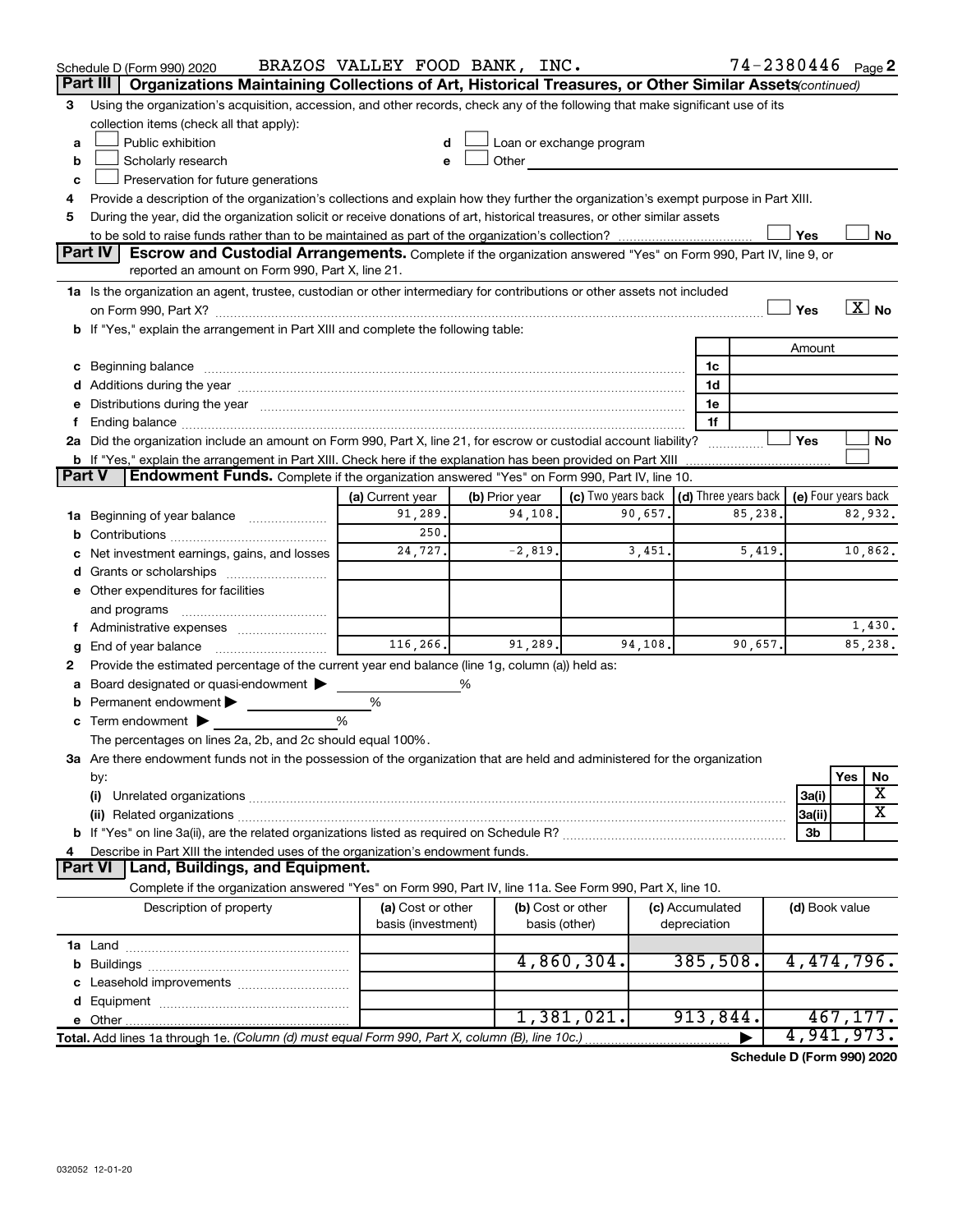Schedule D (Form 990) 2020 BRAZOS VALLEY FOOD BANK, INC. 74-2380446 Page 2

## Part III Organizations Maintaining Collections of Art, Historical Treasures, or Other Similar Assets *(continued)*

3 Using the organization's acquisition, accession, and other records, check any of the following that make significant use of its collection items (check all that apply):

- a ☐ Public exhibition
- b ☐ Scholarly research
- c ☐ Preservation for future generations
- d ☐ Loan or exchange program
- e ☐ Other

4 Provide a description of the organization's collections and explain how they further the organization's exempt purpose in Part XIII.

5 During the year, did the organization solicit or receive donations of art, historical treasures, or other similar assets to be sold to raise funds rather than to be maintained as part of the organization's collection? ☐ Yes ☐ No

## Part IV Escrow and Custodial Arrangements.

Complete if the organization answered "Yes" on Form 990, Part IV, line 9, or reported an amount on Form 990, Part X, line 21.

1a Is the organization an agent, trustee, custodian or other intermediary for contributions or other assets not included on Form 990, Part X? ☐ Yes ☒ No

b If "Yes," explain the arrangement in Part XIII and complete the following table:

| | | Amount |
|---|---|---|
| c Beginning balance | 1c | |
| d Additions during the year | 1d | |
| e Distributions during the year | 1e | |
| f Ending balance | 1f | |

2a Did the organization include an amount on Form 990, Part X, line 21, for escrow or custodial account liability? ☐ Yes ☐ No

b If "Yes," explain the arrangement in Part XIII. Check here if the explanation has been provided on Part XIII ☐

## Part V Endowment Funds.

Complete if the organization answered "Yes" on Form 990, Part IV, line 10.

| | (a) Current year | (b) Prior year | (c) Two years back | (d) Three years back | (e) Four years back |
|---|---|---|---|---|---|
| 1a Beginning of year balance | 91,289. | 94,108. | 90,657. | 85,238. | 82,932. |
| b Contributions | 250. | | | | |
| c Net investment earnings, gains, and losses | 24,727. | -2,819. | 3,451. | 5,419. | 10,862. |
| d Grants or scholarships | | | | | |
| e Other expenditures for facilities and programs | | | | | |
| f Administrative expenses | | | | | 1,430. |
| g End of year balance | 116,266. | 91,289. | 94,108. | 90,657. | 85,238. |

2 Provide the estimated percentage of the current year end balance (line 1g, column (a)) held as:

- a Board designated or quasi-endowment ▶ %
- b Permanent endowment ▶ %
- c Term endowment ▶ %

The percentages on lines 2a, 2b, and 2c should equal 100%.

3a Are there endowment funds not in the possession of the organization that are held and administered for the organization by:

| | | Yes | No |
|---|---|---|---|
| (i) Unrelated organizations | 3a(i) | | X |
| (ii) Related organizations | 3a(ii) | | X |
| b If "Yes" on line 3a(ii), are the related organizations listed as required on Schedule R? | 3b | | |

4 Describe in Part XIII the intended uses of the organization's endowment funds.

## Part VI Land, Buildings, and Equipment.

Complete if the organization answered "Yes" on Form 990, Part IV, line 11a. See Form 990, Part X, line 10.

| Description of property | (a) Cost or other basis (investment) | (b) Cost or other basis (other) | (c) Accumulated depreciation | (d) Book value |
|---|---|---|---|---|
| 1a Land | | | | |
| b Buildings | | 4,860,304. | 385,508. | 4,474,796. |
| c Leasehold improvements | | | | |
| d Equipment | | | | |
| e Other | | 1,381,021. | 913,844. | 467,177. |
| Total. Add lines 1a through 1e. *(Column (d) must equal Form 990, Part X, column (B), line 10c.)* | | | ▶ | 4,941,973. |

Schedule D (Form 990) 2020

032052 12-01-20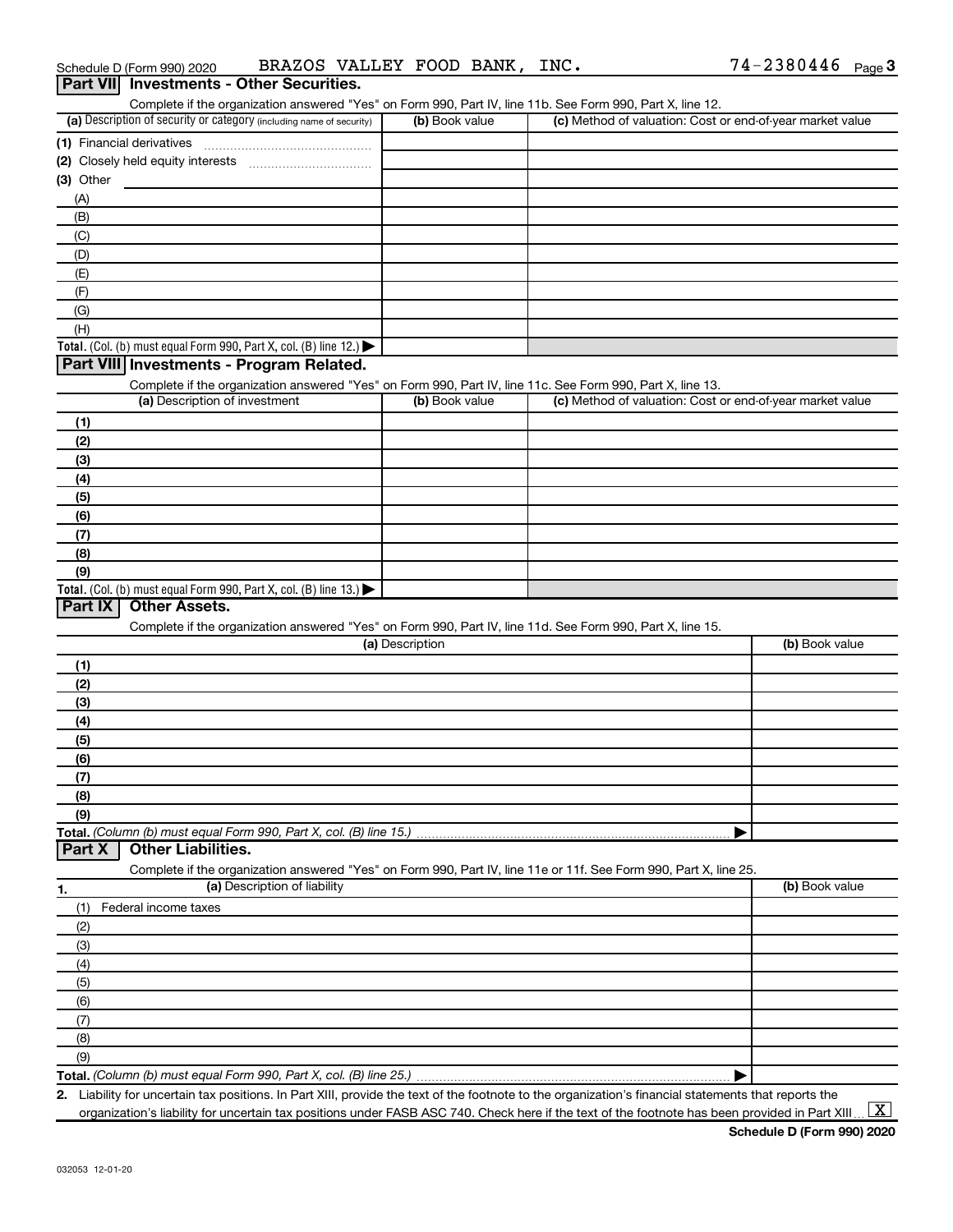Schedule D (Form 990) 2020 BRAZOS VALLEY FOOD BANK, INC. 74-2380446

## Part VII Investments - Other Securities.

Complete if the organization answered "Yes" on Form 990, Part IV, line 11b. See Form 990, Part X, line 12.

| (a) Description of security or category (including name of security) | (b) Book value | (c) Method of valuation: Cost or end-of-year market value |
|---|---|---|
| (1) Financial derivatives | | |
| (2) Closely held equity interests | | |
| (3) Other | | |
| (A) | | |
| (B) | | |
| (C) | | |
| (D) | | |
| (E) | | |
| (F) | | |
| (G) | | |
| (H) | | |
| **Total.** (Col. (b) must equal Form 990, Part X, col. (B) line 12.) ▶ | | |

## Part VIII Investments - Program Related.

Complete if the organization answered "Yes" on Form 990, Part IV, line 11c. See Form 990, Part X, line 13.

| (a) Description of investment | (b) Book value | (c) Method of valuation: Cost or end-of-year market value |
|---|---|---|
| (1) | | |
| (2) | | |
| (3) | | |
| (4) | | |
| (5) | | |
| (6) | | |
| (7) | | |
| (8) | | |
| (9) | | |
| **Total.** (Col. (b) must equal Form 990, Part X, col. (B) line 13.) ▶ | | |

## Part IX Other Assets.

Complete if the organization answered "Yes" on Form 990, Part IV, line 11d. See Form 990, Part X, line 15.

| (a) Description | (b) Book value |
|---|---|
| (1) | |
| (2) | |
| (3) | |
| (4) | |
| (5) | |
| (6) | |
| (7) | |
| (8) | |
| (9) | |
| **Total.** *(Column (b) must equal Form 990, Part X, col. (B) line 15.)* ▶ | |

## Part X Other Liabilities.

Complete if the organization answered "Yes" on Form 990, Part IV, line 11e or 11f. See Form 990, Part X, line 25.

| 1. (a) Description of liability | (b) Book value |
|---|---|
| (1) Federal income taxes | |
| (2) | |
| (3) | |
| (4) | |
| (5) | |
| (6) | |
| (7) | |
| (8) | |
| (9) | |
| **Total.** *(Column (b) must equal Form 990, Part X, col. (B) line 25.)* ▶ | |

2. Liability for uncertain tax positions. In Part XIII, provide the text of the footnote to the organization's financial statements that reports the organization's liability for uncertain tax positions under FASB ASC 740. Check here if the text of the footnote has been provided in Part XIII [X]

**Schedule D (Form 990) 2020**

032053 12-01-20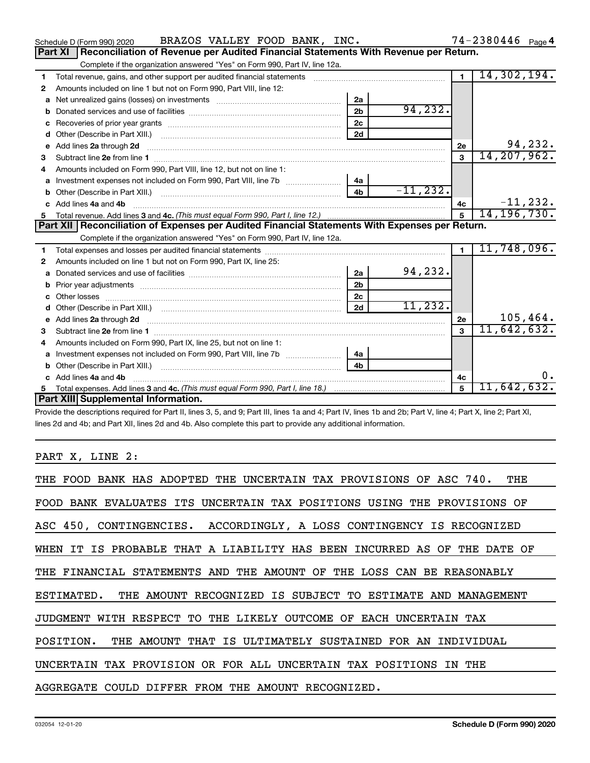Schedule D (Form 990) 2020    BRAZOS VALLEY FOOD BANK, INC.    74-2380446

## Part XI Reconciliation of Revenue per Audited Financial Statements With Revenue per Return.

Complete if the organization answered "Yes" on Form 990, Part IV, line 12a.

| | | | | | |
|---|---|---|---|---|---|
| 1 | Total revenue, gains, and other support per audited financial statements | | | 1 | 14,302,194. |
| 2 | Amounts included on line 1 but not on Form 990, Part VIII, line 12: | | | | |
| a | Net unrealized gains (losses) on investments | 2a | | | |
| b | Donated services and use of facilities | 2b | 94,232. | | |
| c | Recoveries of prior year grants | 2c | | | |
| d | Other (Describe in Part XIII.) | 2d | | | |
| e | Add lines 2a through 2d | | | 2e | 94,232. |
| 3 | Subtract line 2e from line 1 | | | 3 | 14,207,962. |
| 4 | Amounts included on Form 990, Part VIII, line 12, but not on line 1: | | | | |
| a | Investment expenses not included on Form 990, Part VIII, line 7b | 4a | | | |
| b | Other (Describe in Part XIII.) | 4b | -11,232. | | |
| c | Add lines 4a and 4b | | | 4c | -11,232. |
| 5 | Total revenue. Add lines 3 and 4c. *(This must equal Form 990, Part I, line 12.)* | | | 5 | 14,196,730. |

## Part XII Reconciliation of Expenses per Audited Financial Statements With Expenses per Return.

Complete if the organization answered "Yes" on Form 990, Part IV, line 12a.

| | | | | | |
|---|---|---|---|---|---|
| 1 | Total expenses and losses per audited financial statements | | | 1 | 11,748,096. |
| 2 | Amounts included on line 1 but not on Form 990, Part IX, line 25: | | | | |
| a | Donated services and use of facilities | 2a | 94,232. | | |
| b | Prior year adjustments | 2b | | | |
| c | Other losses | 2c | | | |
| d | Other (Describe in Part XIII.) | 2d | 11,232. | | |
| e | Add lines 2a through 2d | | | 2e | 105,464. |
| 3 | Subtract line 2e from line 1 | | | 3 | 11,642,632. |
| 4 | Amounts included on Form 990, Part IX, line 25, but not on line 1: | | | | |
| a | Investment expenses not included on Form 990, Part VIII, line 7b | 4a | | | |
| b | Other (Describe in Part XIII.) | 4b | | | |
| c | Add lines 4a and 4b | | | 4c | 0. |
| 5 | Total expenses. Add lines 3 and 4c. *(This must equal Form 990, Part I, line 18.)* | | | 5 | 11,642,632. |

## Part XIII Supplemental Information.

Provide the descriptions required for Part II, lines 3, 5, and 9; Part III, lines 1a and 4; Part IV, lines 1b and 2b; Part V, line 4; Part X, line 2; Part XI, lines 2d and 4b; and Part XII, lines 2d and 4b. Also complete this part to provide any additional information.

PART X, LINE 2:

THE FOOD BANK HAS ADOPTED THE UNCERTAIN TAX PROVISIONS OF ASC 740. THE FOOD BANK EVALUATES ITS UNCERTAIN TAX POSITIONS USING THE PROVISIONS OF ASC 450, CONTINGENCIES. ACCORDINGLY, A LOSS CONTINGENCY IS RECOGNIZED WHEN IT IS PROBABLE THAT A LIABILITY HAS BEEN INCURRED AS OF THE DATE OF THE FINANCIAL STATEMENTS AND THE AMOUNT OF THE LOSS CAN BE REASONABLY ESTIMATED. THE AMOUNT RECOGNIZED IS SUBJECT TO ESTIMATE AND MANAGEMENT JUDGMENT WITH RESPECT TO THE LIKELY OUTCOME OF EACH UNCERTAIN TAX POSITION. THE AMOUNT THAT IS ULTIMATELY SUSTAINED FOR AN INDIVIDUAL UNCERTAIN TAX PROVISION OR FOR ALL UNCERTAIN TAX POSITIONS IN THE AGGREGATE COULD DIFFER FROM THE AMOUNT RECOGNIZED.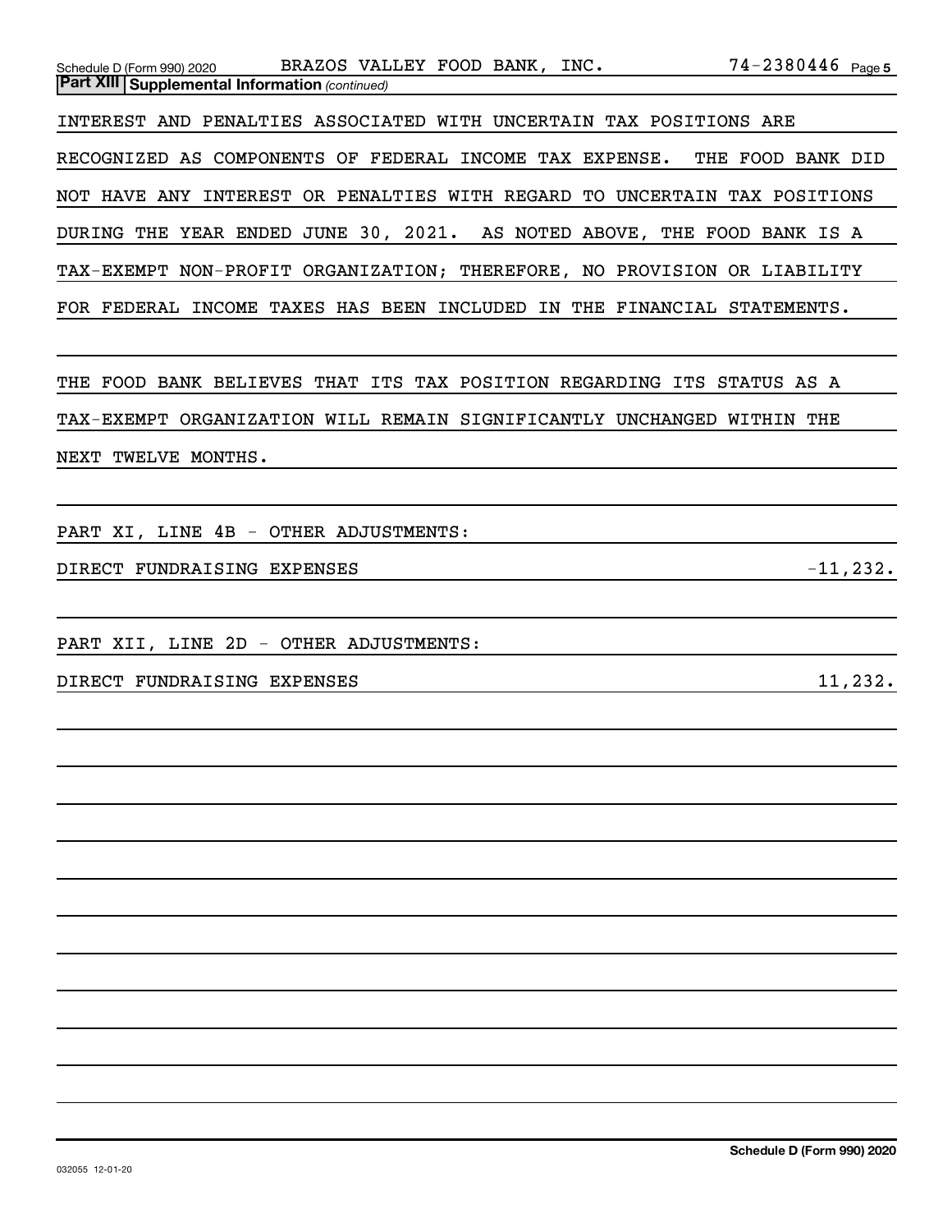## Part XIII Supplemental Information *(continued)*

INTEREST AND PENALTIES ASSOCIATED WITH UNCERTAIN TAX POSITIONS ARE RECOGNIZED AS COMPONENTS OF FEDERAL INCOME TAX EXPENSE. THE FOOD BANK DID NOT HAVE ANY INTEREST OR PENALTIES WITH REGARD TO UNCERTAIN TAX POSITIONS DURING THE YEAR ENDED JUNE 30, 2021. AS NOTED ABOVE, THE FOOD BANK IS A TAX-EXEMPT NON-PROFIT ORGANIZATION; THEREFORE, NO PROVISION OR LIABILITY FOR FEDERAL INCOME TAXES HAS BEEN INCLUDED IN THE FINANCIAL STATEMENTS.

THE FOOD BANK BELIEVES THAT ITS TAX POSITION REGARDING ITS STATUS AS A TAX-EXEMPT ORGANIZATION WILL REMAIN SIGNIFICANTLY UNCHANGED WITHIN THE NEXT TWELVE MONTHS.

PART XI, LINE 4B - OTHER ADJUSTMENTS:

| | |
|---|---|
| DIRECT FUNDRAISING EXPENSES | -11,232. |

PART XII, LINE 2D - OTHER ADJUSTMENTS:

| | |
|---|---|
| DIRECT FUNDRAISING EXPENSES | 11,232. |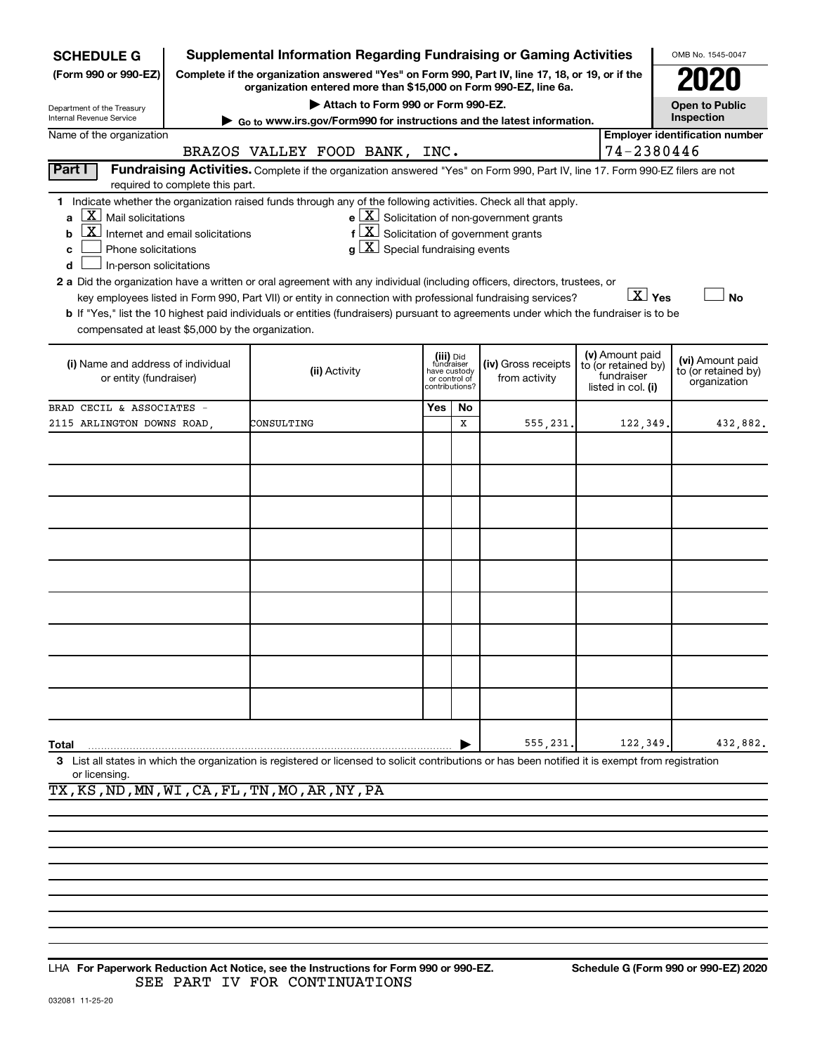**SCHEDULE G**
**(Form 990 or 990-EZ)**

Department of the Treasury
Internal Revenue Service

# Supplemental Information Regarding Fundraising or Gaming Activities

**Complete if the organization answered "Yes" on Form 990, Part IV, line 17, 18, or 19, or if the organization entered more than $15,000 on Form 990-EZ, line 6a.**

▶ Attach to Form 990 or Form 990-EZ.

▶ Go to www.irs.gov/Form990 for instructions and the latest information.

OMB No. 1545-0047

**2020**

**Open to Public Inspection**

Name of the organization: BRAZOS VALLEY FOOD BANK, INC.

Employer identification number: 74-2380446

## Part I Fundraising Activities.

Complete if the organization answered "Yes" on Form 990, Part IV, line 17. Form 990-EZ filers are not required to complete this part.

**1** Indicate whether the organization raised funds through any of the following activities. Check all that apply.

- **a** [X] Mail solicitations
- **b** [X] Internet and email solicitations
- **c** [ ] Phone solicitations
- **d** [ ] In-person solicitations
- **e** [X] Solicitation of non-government grants
- **f** [X] Solicitation of government grants
- **g** [X] Special fundraising events

**2 a** Did the organization have a written or oral agreement with any individual (including officers, directors, trustees, or key employees listed in Form 990, Part VII) or entity in connection with professional fundraising services? [X] Yes [ ] No

**b** If "Yes," list the 10 highest paid individuals or entities (fundraisers) pursuant to agreements under which the fundraiser is to be compensated at least $5,000 by the organization.

| (i) Name and address of individual or entity (fundraiser) | (ii) Activity | (iii) Did fundraiser have custody or control of contributions? Yes | No | (iv) Gross receipts from activity | (v) Amount paid to (or retained by) fundraiser listed in col. (i) | (vi) Amount paid to (or retained by) organization |
|---|---|---|---|---|---|---|
| BRAD CECIL & ASSOCIATES - 2115 ARLINGTON DOWNS ROAD, | CONSULTING | | X | 555,231. | 122,349. | 432,882. |
| | | | | | | |
| | | | | | | |
| | | | | | | |
| | | | | | | |
| | | | | | | |
| | | | | | | |
| | | | | | | |
| | | | | | | |
| | | | | | | |
| **Total** | | | | 555,231. | 122,349. | 432,882. |

**3** List all states in which the organization is registered or licensed to solicit contributions or has been notified it is exempt from registration or licensing.

TX,KS,ND,MN,WI,CA,FL,TN,MO,AR,NY,PA

LHA **For Paperwork Reduction Act Notice, see the Instructions for Form 990 or 990-EZ.** **Schedule G (Form 990 or 990-EZ) 2020**

SEE PART IV FOR CONTINUATIONS

032081 11-25-20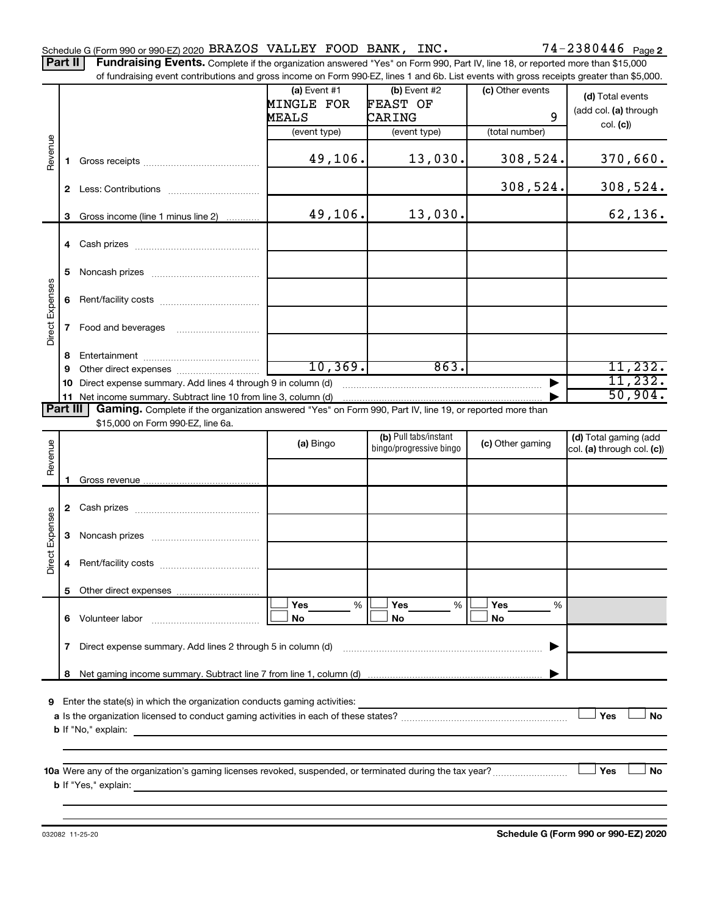Schedule G (Form 990 or 990-EZ) 2020 BRAZOS VALLEY FOOD BANK, INC. 74-2380446 Page 2

**Part II** **Fundraising Events.** Complete if the organization answered "Yes" on Form 990, Part IV, line 18, or reported more than $15,000 of fundraising event contributions and gross income on Form 990-EZ, lines 1 and 6b. List events with gross receipts greater than $5,000.

| | | (a) Event #1 MINGLE FOR MEALS (event type) | (b) Event #2 FEAST OF CARING (event type) | (c) Other events 9 (total number) | (d) Total events (add col. (a) through col. (c)) |
|---|---|---|---|---|---|
| Revenue | 1 Gross receipts | 49,106. | 13,030. | 308,524. | 370,660. |
| | 2 Less: Contributions | | | 308,524. | 308,524. |
| | 3 Gross income (line 1 minus line 2) | 49,106. | 13,030. | | 62,136. |
| Direct Expenses | 4 Cash prizes | | | | |
| | 5 Noncash prizes | | | | |
| | 6 Rent/facility costs | | | | |
| | 7 Food and beverages | | | | |
| | 8 Entertainment | | | | |
| | 9 Other direct expenses | 10,369. | 863. | | 11,232. |
| | 10 Direct expense summary. Add lines 4 through 9 in column (d) | | | ▶ | 11,232. |
| | 11 Net income summary. Subtract line 10 from line 3, column (d) | | | ▶ | 50,904. |

**Part III** **Gaming.** Complete if the organization answered "Yes" on Form 990, Part IV, line 19, or reported more than $15,000 on Form 990-EZ, line 6a.

| | | (a) Bingo | (b) Pull tabs/instant bingo/progressive bingo | (c) Other gaming | (d) Total gaming (add col. (a) through col. (c)) |
|---|---|---|---|---|---|
| Revenue | 1 Gross revenue | | | | |
| Direct Expenses | 2 Cash prizes | | | | |
| | 3 Noncash prizes | | | | |
| | 4 Rent/facility costs | | | | |
| | 5 Other direct expenses | | | | |
| | 6 Volunteer labor | ☐ Yes ___% ☐ No | ☐ Yes ___% ☐ No | ☐ Yes ___% ☐ No | |
| | 7 Direct expense summary. Add lines 2 through 5 in column (d) | | | ▶ | |
| | 8 Net gaming income summary. Subtract line 7 from line 1, column (d) | | | ▶ | |

**9** Enter the state(s) in which the organization conducts gaming activities:

**a** Is the organization licensed to conduct gaming activities in each of these states? ☐ Yes ☐ No

**b** If "No," explain:

**10a** Were any of the organization's gaming licenses revoked, suspended, or terminated during the tax year? ☐ Yes ☐ No

**b** If "Yes," explain:

032082 11-25-20 **Schedule G (Form 990 or 990-EZ) 2020**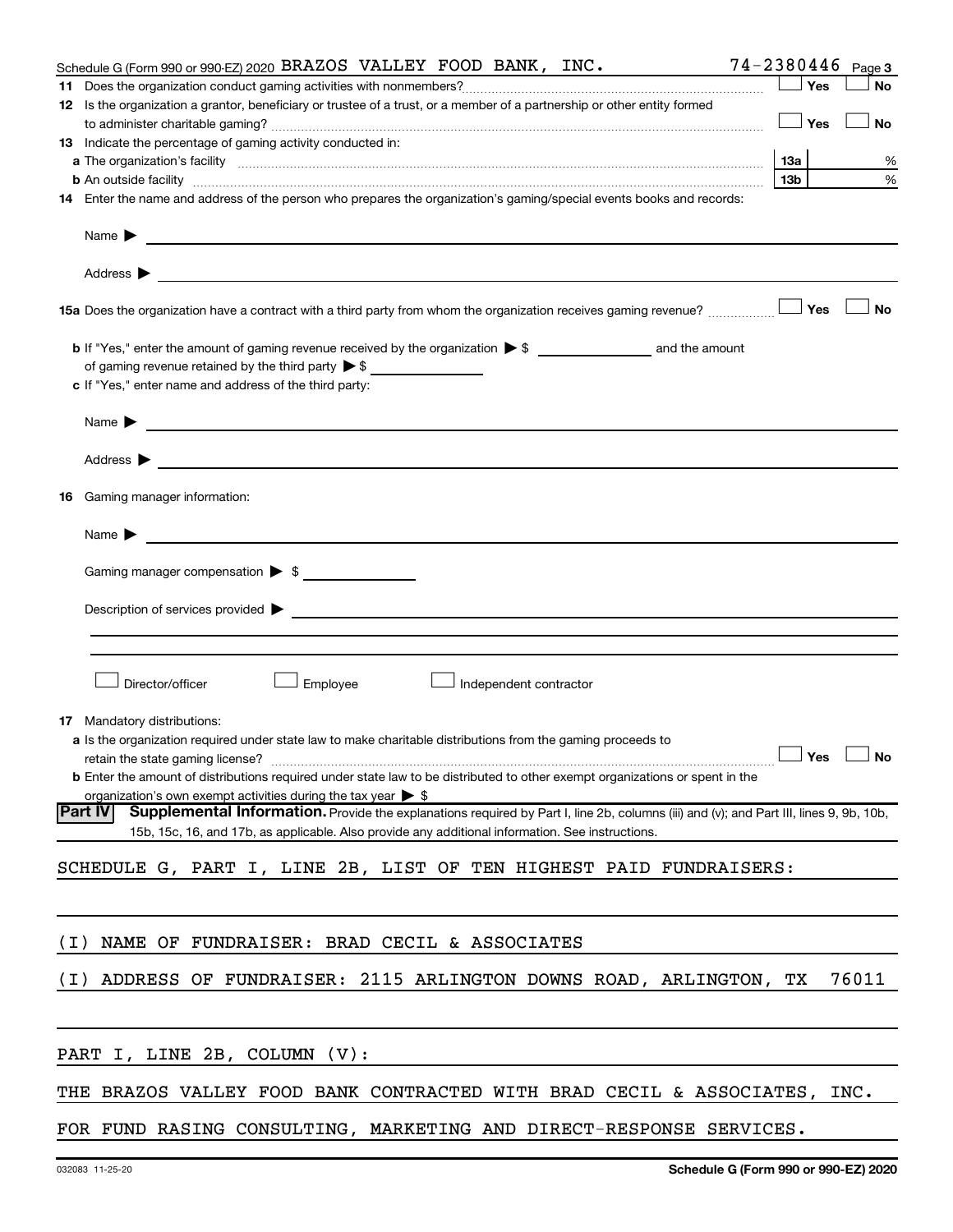Schedule G (Form 990 or 990-EZ) 2020 BRAZOS VALLEY FOOD BANK, INC. 74-2380446 Page 3

**11** Does the organization conduct gaming activities with nonmembers? ☐ Yes ☐ No

**12** Is the organization a grantor, beneficiary or trustee of a trust, or a member of a partnership or other entity formed to administer charitable gaming? ☐ Yes ☐ No

**13** Indicate the percentage of gaming activity conducted in:

**a** The organization's facility **13a** %

**b** An outside facility **13b** %

**14** Enter the name and address of the person who prepares the organization's gaming/special events books and records:

Name ▶

Address ▶

**15a** Does the organization have a contract with a third party from whom the organization receives gaming revenue? ☐ Yes ☐ No

**b** If "Yes," enter the amount of gaming revenue received by the organization ▶ $ ______ and the amount of gaming revenue retained by the third party ▶ $ ______

**c** If "Yes," enter name and address of the third party:

Name ▶

Address ▶

**16** Gaming manager information:

Name ▶

Gaming manager compensation ▶ $

Description of services provided ▶

☐ Director/officer ☐ Employee ☐ Independent contractor

**17** Mandatory distributions:

**a** Is the organization required under state law to make charitable distributions from the gaming proceeds to retain the state gaming license? ☐ Yes ☐ No

**b** Enter the amount of distributions required under state law to be distributed to other exempt organizations or spent in the organization's own exempt activities during the tax year ▶ $

**Part IV** **Supplemental Information.** Provide the explanations required by Part I, line 2b, columns (iii) and (v); and Part III, lines 9, 9b, 10b, 15b, 15c, 16, and 17b, as applicable. Also provide any additional information. See instructions.

SCHEDULE G, PART I, LINE 2B, LIST OF TEN HIGHEST PAID FUNDRAISERS:

(I) NAME OF FUNDRAISER: BRAD CECIL & ASSOCIATES

(I) ADDRESS OF FUNDRAISER: 2115 ARLINGTON DOWNS ROAD, ARLINGTON, TX 76011

PART I, LINE 2B, COLUMN (V):

THE BRAZOS VALLEY FOOD BANK CONTRACTED WITH BRAD CECIL & ASSOCIATES, INC.

FOR FUND RAISING CONSULTING, MARKETING AND DIRECT-RESPONSE SERVICES.

032083 11-25-20 **Schedule G (Form 990 or 990-EZ) 2020**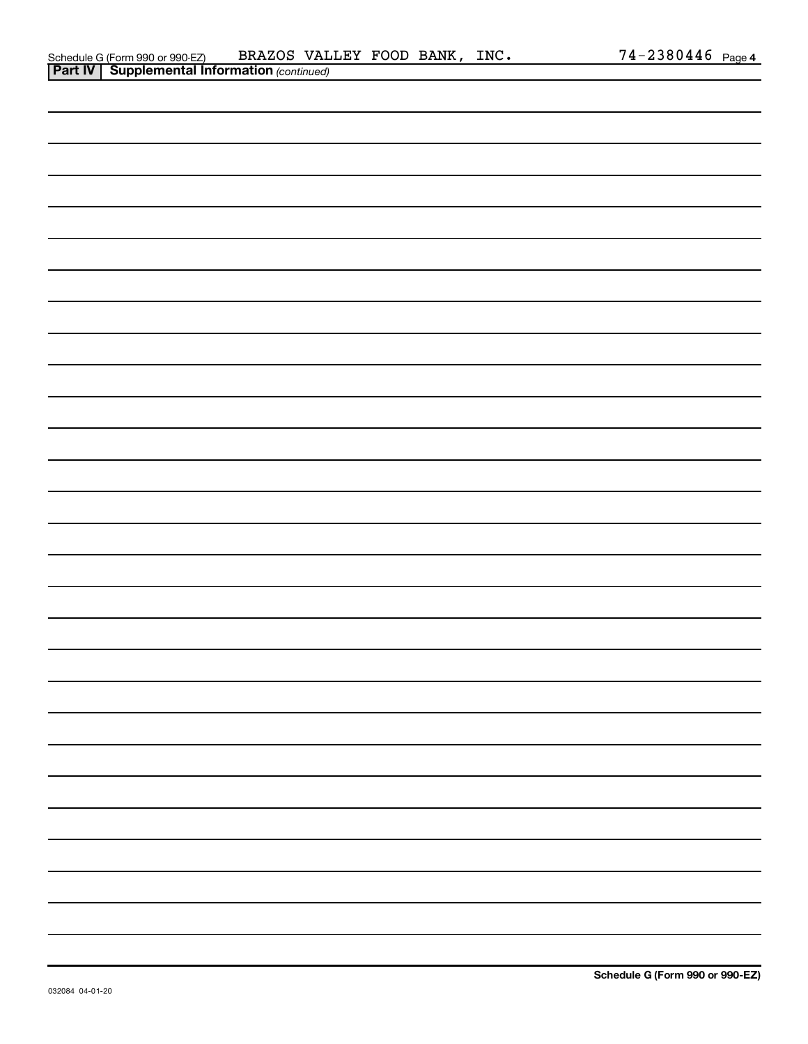Schedule G (Form 990 or 990-EZ) BRAZOS VALLEY FOOD BANK, INC. 74-2380446 Page 4

**Part IV | Supplemental Information** *(continued)*

**Schedule G (Form 990 or 990-EZ)**

032084 04-01-20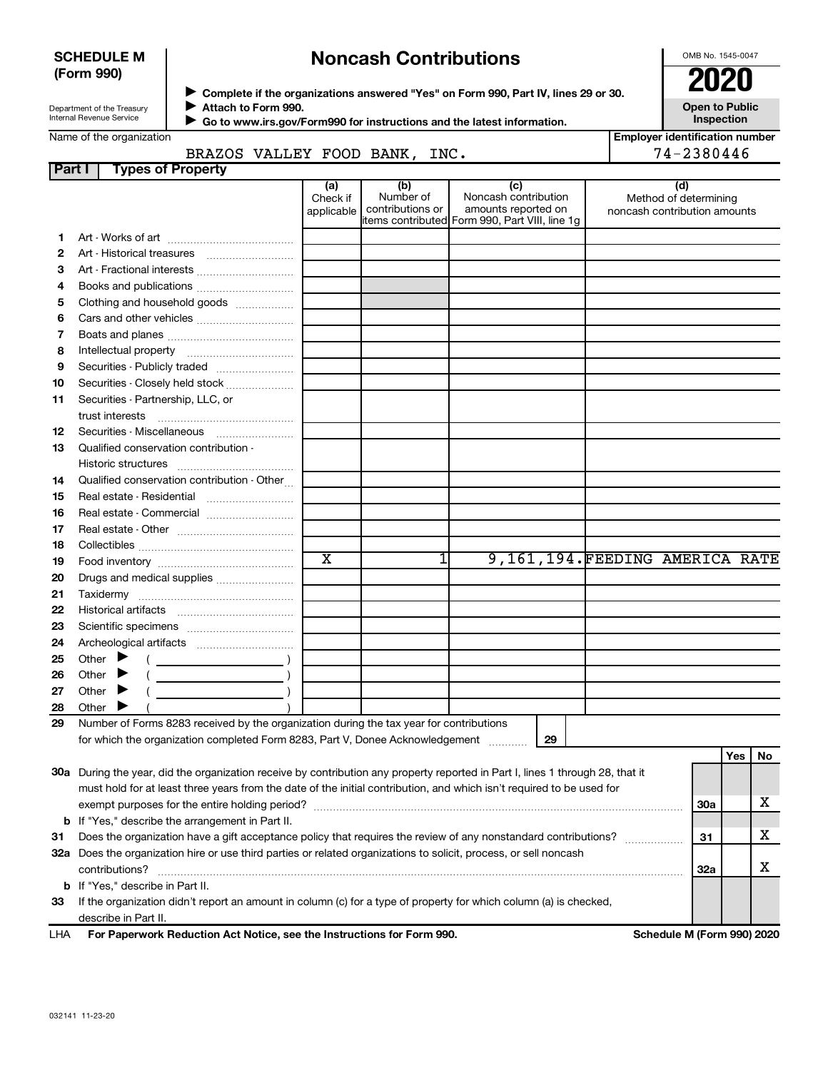**SCHEDULE M (Form 990)**

Department of the Treasury
Internal Revenue Service

# Noncash Contributions

▶ Complete if the organizations answered "Yes" on Form 990, Part IV, lines 29 or 30.
▶ Attach to Form 990.
▶ Go to www.irs.gov/Form990 for instructions and the latest information.

OMB No. 1545-0047

**2020**

**Open to Public Inspection**

Name of the organization: BRAZOS VALLEY FOOD BANK, INC.

Employer identification number: 74-2380446

## Part I Types of Property

| | | (a) Check if applicable | (b) Number of contributions or items contributed | (c) Noncash contribution amounts reported on Form 990, Part VIII, line 1g | (d) Method of determining noncash contribution amounts |
|---|---|---|---|---|---|
| 1 | Art - Works of art | | | | |
| 2 | Art - Historical treasures | | | | |
| 3 | Art - Fractional interests | | | | |
| 4 | Books and publications | | | | |
| 5 | Clothing and household goods | | | | |
| 6 | Cars and other vehicles | | | | |
| 7 | Boats and planes | | | | |
| 8 | Intellectual property | | | | |
| 9 | Securities - Publicly traded | | | | |
| 10 | Securities - Closely held stock | | | | |
| 11 | Securities - Partnership, LLC, or trust interests | | | | |
| 12 | Securities - Miscellaneous | | | | |
| 13 | Qualified conservation contribution - Historic structures | | | | |
| 14 | Qualified conservation contribution - Other | | | | |
| 15 | Real estate - Residential | | | | |
| 16 | Real estate - Commercial | | | | |
| 17 | Real estate - Other | | | | |
| 18 | Collectibles | | | | |
| 19 | Food inventory | X | 1 | 9,161,194. | FEEDING AMERICA RATE |
| 20 | Drugs and medical supplies | | | | |
| 21 | Taxidermy | | | | |
| 22 | Historical artifacts | | | | |
| 23 | Scientific specimens | | | | |
| 24 | Archeological artifacts | | | | |
| 25 | Other ▶ ( ) | | | | |
| 26 | Other ▶ ( ) | | | | |
| 27 | Other ▶ ( ) | | | | |
| 28 | Other ▶ ( ) | | | | |

29 Number of Forms 8283 received by the organization during the tax year for contributions for which the organization completed Form 8283, Part V, Donee Acknowledgement ..... 29

| | | | Yes | No |
|---|---|---|---|---|
| 30a | During the year, did the organization receive by contribution any property reported in Part I, lines 1 through 28, that it must hold for at least three years from the date of the initial contribution, and which isn't required to be used for exempt purposes for the entire holding period? | 30a | | X |
| b | If "Yes," describe the arrangement in Part II. | | | |
| 31 | Does the organization have a gift acceptance policy that requires the review of any nonstandard contributions? | 31 | | X |
| 32a | Does the organization hire or use third parties or related organizations to solicit, process, or sell noncash contributions? | 32a | | X |
| b | If "Yes," describe in Part II. | | | |
| 33 | If the organization didn't report an amount in column (c) for a type of property for which column (a) is checked, describe in Part II. | | | |

LHA **For Paperwork Reduction Act Notice, see the Instructions for Form 990.** **Schedule M (Form 990) 2020**

032141 11-23-20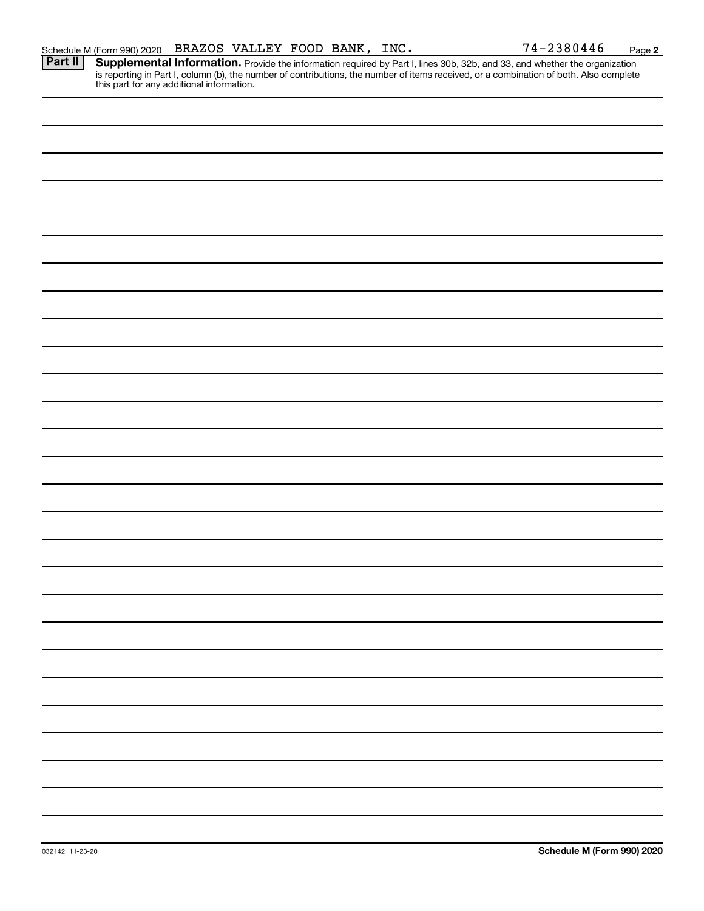Schedule M (Form 990) 2020 BRAZOS VALLEY FOOD BANK, INC. 74-2380446 Page **2**

**Part II** **Supplemental Information.** Provide the information required by Part I, lines 30b, 32b, and 33, and whether the organization is reporting in Part I, column (b), the number of contributions, the number of items received, or a combination of both. Also complete this part for any additional information.

032142 11-23-20 **Schedule M (Form 990) 2020**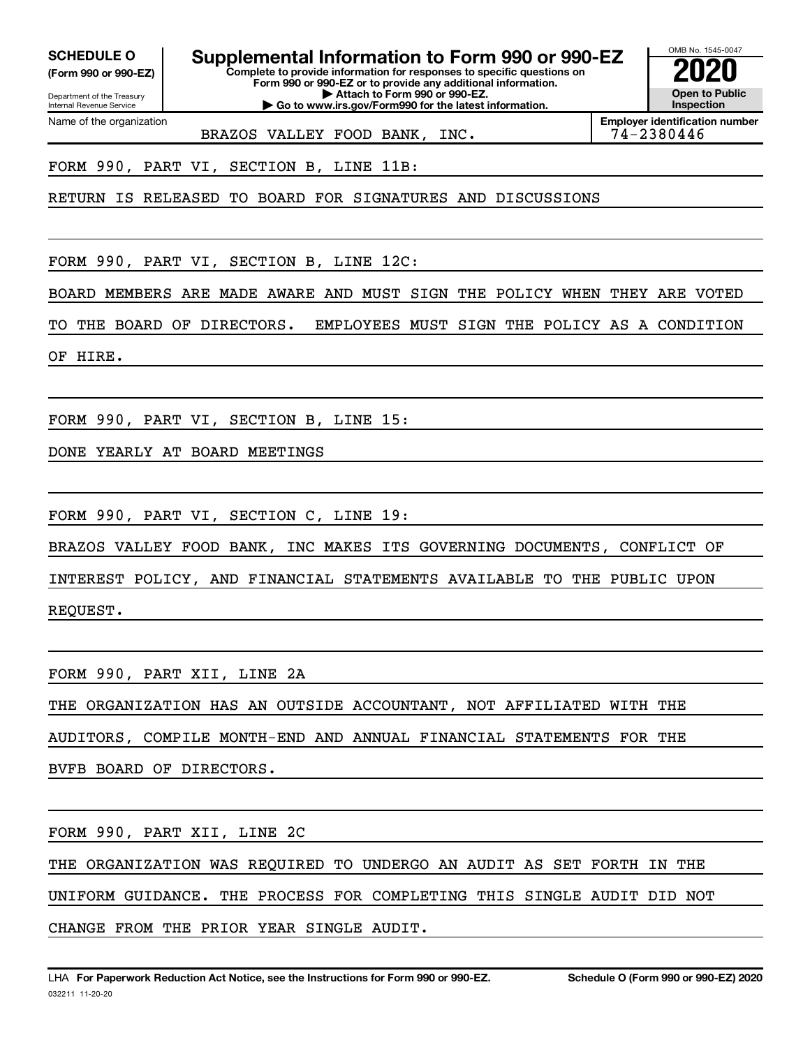**SCHEDULE O** (Form 990 or 990-EZ)

Department of the Treasury
Internal Revenue Service

# Supplemental Information to Form 990 or 990-EZ

**Complete to provide information for responses to specific questions on Form 990 or 990-EZ or to provide any additional information.**
**▶ Attach to Form 990 or 990-EZ.**
**▶ Go to www.irs.gov/Form990 for the latest information.**

OMB No. 1545-0047

**2020**

**Open to Public Inspection**

Name of the organization: BRAZOS VALLEY FOOD BANK, INC.

**Employer identification number:** 74-2380446

FORM 990, PART VI, SECTION B, LINE 11B:

RETURN IS RELEASED TO BOARD FOR SIGNATURES AND DISCUSSIONS

FORM 990, PART VI, SECTION B, LINE 12C:

BOARD MEMBERS ARE MADE AWARE AND MUST SIGN THE POLICY WHEN THEY ARE VOTED TO THE BOARD OF DIRECTORS. EMPLOYEES MUST SIGN THE POLICY AS A CONDITION OF HIRE.

FORM 990, PART VI, SECTION B, LINE 15:

DONE YEARLY AT BOARD MEETINGS

FORM 990, PART VI, SECTION C, LINE 19:

BRAZOS VALLEY FOOD BANK, INC MAKES ITS GOVERNING DOCUMENTS, CONFLICT OF INTEREST POLICY, AND FINANCIAL STATEMENTS AVAILABLE TO THE PUBLIC UPON REQUEST.

FORM 990, PART XII, LINE 2A

THE ORGANIZATION HAS AN OUTSIDE ACCOUNTANT, NOT AFFILIATED WITH THE AUDITORS, COMPILE MONTH-END AND ANNUAL FINANCIAL STATEMENTS FOR THE BVFB BOARD OF DIRECTORS.

FORM 990, PART XII, LINE 2C

THE ORGANIZATION WAS REQUIRED TO UNDERGO AN AUDIT AS SET FORTH IN THE UNIFORM GUIDANCE. THE PROCESS FOR COMPLETING THIS SINGLE AUDIT DID NOT CHANGE FROM THE PRIOR YEAR SINGLE AUDIT.

LHA **For Paperwork Reduction Act Notice, see the Instructions for Form 990 or 990-EZ.** **Schedule O (Form 990 or 990-EZ) 2020**

032211 11-20-20